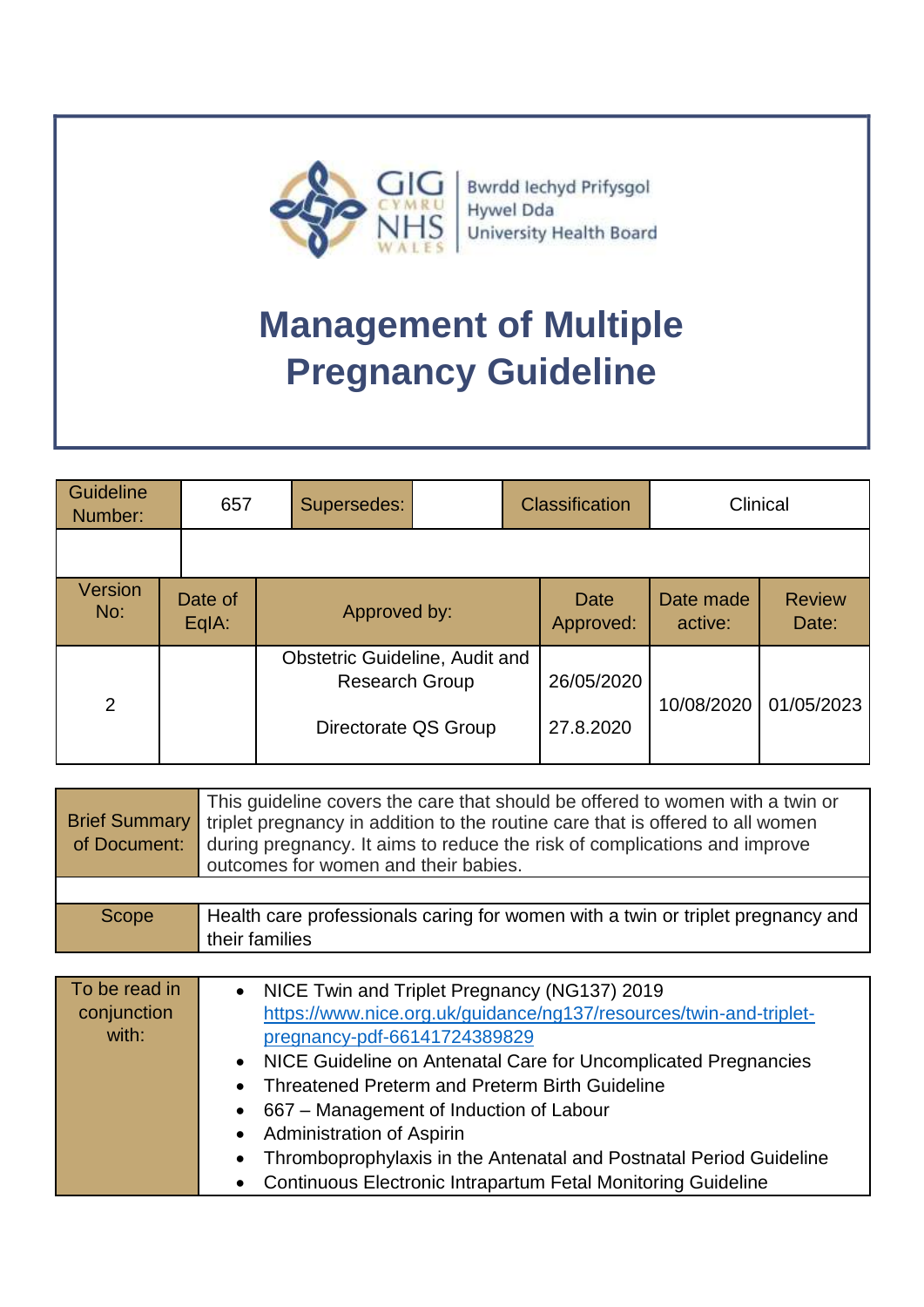GIG CYMRU NHS WALES | Bwrdd Iechyd Prifysgol Hywel Dda University Health Board

# Management of Multiple Pregnancy Guideline

| Guideline Number: | 657 | Supersedes: | | Classification | Clinical |
|---|---|---|---|---|---|
| | | | | | |

| Version No: | Date of EqIA: | Approved by: | Date Approved: | Date made active: | Review Date: |
|---|---|---|---|---|---|
| 2 | | Obstetric Guideline, Audit and Research Group | 26/05/2020 | 10/08/2020 | 01/05/2023 |
| | | Directorate QS Group | 27.8.2020 | | |

| Brief Summary of Document: | This guideline covers the care that should be offered to women with a twin or triplet pregnancy in addition to the routine care that is offered to all women during pregnancy. It aims to reduce the risk of complications and improve outcomes for women and their babies. |
|---|---|
| | |
| Scope | Health care professionals caring for women with a twin or triplet pregnancy and their families |

**To be read in conjunction with:**

- NICE Twin and Triplet Pregnancy (NG137) 2019 https://www.nice.org.uk/guidance/ng137/resources/twin-and-triplet-pregnancy-pdf-66141724389829
- NICE Guideline on Antenatal Care for Uncomplicated Pregnancies
- Threatened Preterm and Preterm Birth Guideline
- 667 – Management of Induction of Labour
- Administration of Aspirin
- Thromboprophylaxis in the Antenatal and Postnatal Period Guideline
- Continuous Electronic Intrapartum Fetal Monitoring Guideline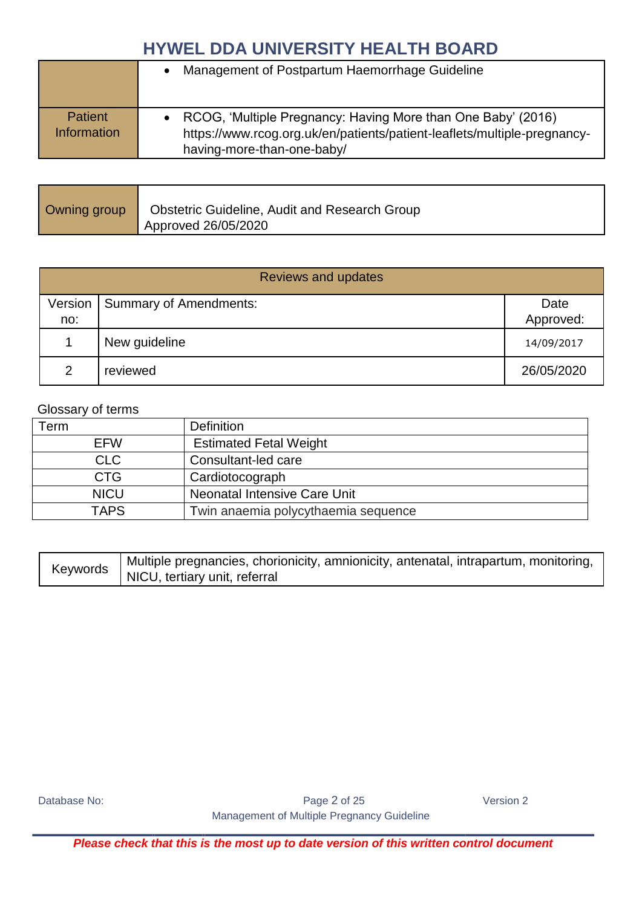| | |
|---|---|
| | • Management of Postpartum Haemorrhage Guideline |
| Patient Information | • RCOG, 'Multiple Pregnancy: Having More than One Baby' (2016) https://www.rcog.org.uk/en/patients/patient-leaflets/multiple-pregnancy-having-more-than-one-baby/ |

| | |
|---|---|
| Owning group | Obstetric Guideline, Audit and Research Group<br>Approved 26/05/2020 |

| Reviews and updates | | |
|---|---|---|
| Version no: | Summary of Amendments: | Date Approved: |
| 1 | New guideline | 14/09/2017 |
| 2 | reviewed | 26/05/2020 |

Glossary of terms

| Term | Definition |
|---|---|
| EFW | Estimated Fetal Weight |
| CLC | Consultant-led care |
| CTG | Cardiotocograph |
| NICU | Neonatal Intensive Care Unit |
| TAPS | Twin anaemia polycythaemia sequence |

| | |
|---|---|
| Keywords | Multiple pregnancies, chorionicity, amnionicity, antenatal, intrapartum, monitoring, NICU, tertiary unit, referral |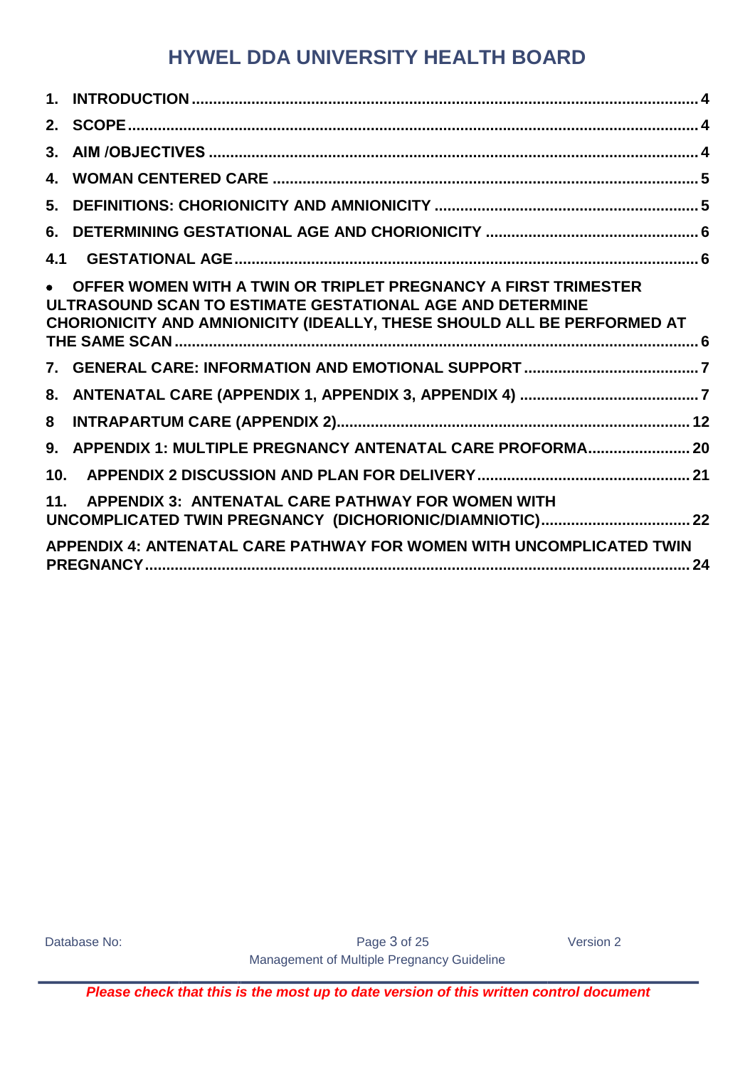# HYWEL DDA UNIVERSITY HEALTH BOARD

**1. INTRODUCTION** ........................................................................ 4

**2. SCOPE** ........................................................................ 4

**3. AIM /OBJECTIVES** ........................................................................ 4

**4. WOMAN CENTERED CARE** ........................................................................ 5

**5. DEFINITIONS: CHORIONICITY AND AMNIONICITY** ........................................................................ 5

**6. DETERMINING GESTATIONAL AGE AND CHORIONICITY** ........................................................................ 6

**4.1 GESTATIONAL AGE** ........................................................................ 6

- **OFFER WOMEN WITH A TWIN OR TRIPLET PREGNANCY A FIRST TRIMESTER ULTRASOUND SCAN TO ESTIMATE GESTATIONAL AGE AND DETERMINE CHORIONICITY AND AMNIONICITY (IDEALLY, THESE SHOULD ALL BE PERFORMED AT THE SAME SCAN** ........................................................................ 6

**7. GENERAL CARE: INFORMATION AND EMOTIONAL SUPPORT** ........................................................................ 7

**8. ANTENATAL CARE (APPENDIX 1, APPENDIX 3, APPENDIX 4)** ........................................................................ 7

**8 INTRAPARTUM CARE (APPENDIX 2)** ........................................................................ 12

**9. APPENDIX 1: MULTIPLE PREGNANCY ANTENATAL CARE PROFORMA** ........................................................................ 20

**10. APPENDIX 2 DISCUSSION AND PLAN FOR DELIVERY** ........................................................................ 21

**11. APPENDIX 3: ANTENATAL CARE PATHWAY FOR WOMEN WITH UNCOMPLICATED TWIN PREGNANCY (DICHORIONIC/DIAMNIOTIC)** ........................................................................ 22

**APPENDIX 4: ANTENATAL CARE PATHWAY FOR WOMEN WITH UNCOMPLICATED TWIN PREGNANCY** ........................................................................ 24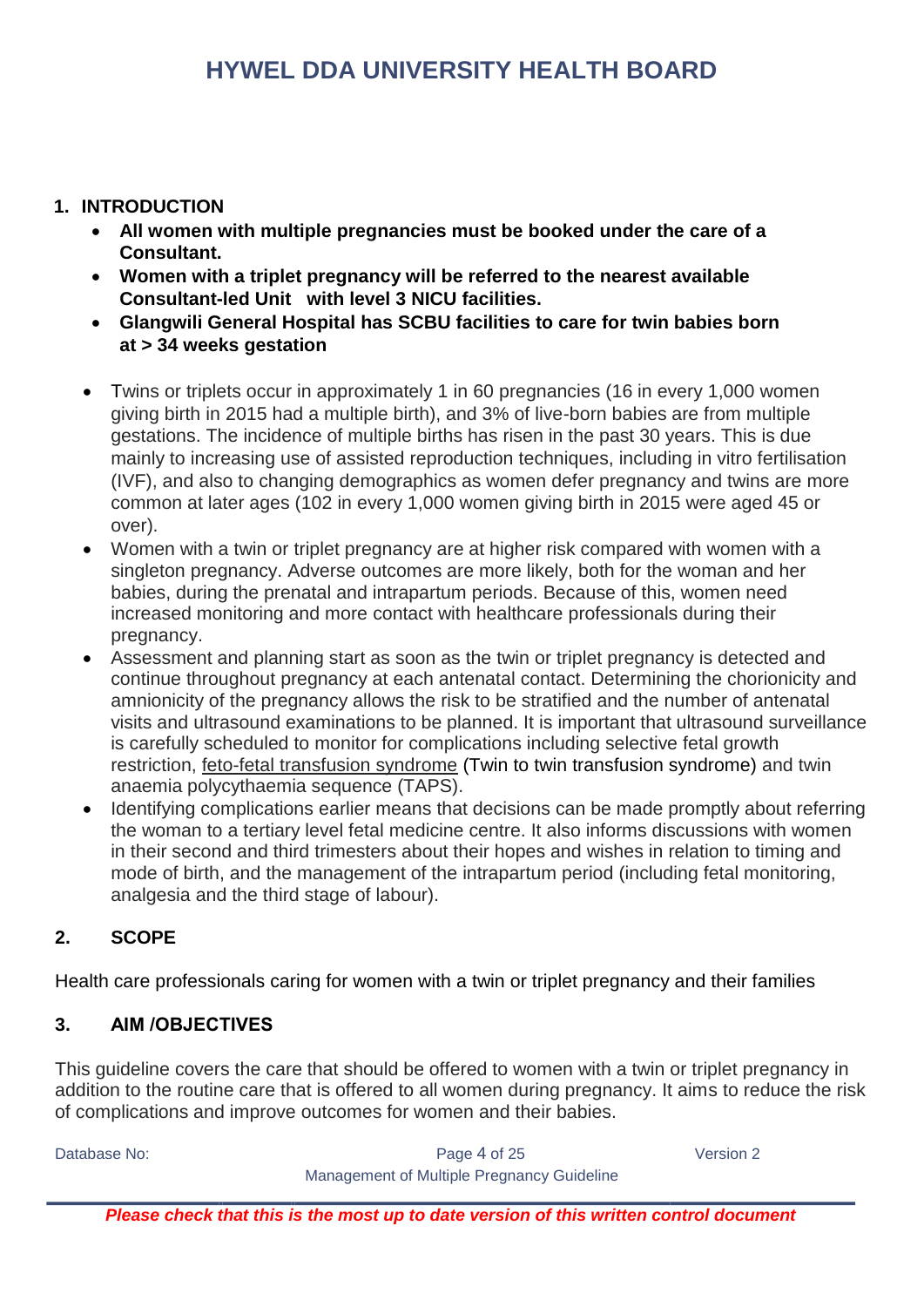## 1. INTRODUCTION

- **All women with multiple pregnancies must be booked under the care of a Consultant.**
- **Women with a triplet pregnancy will be referred to the nearest available Consultant-led Unit with level 3 NICU facilities.**
- **Glangwili General Hospital has SCBU facilities to care for twin babies born at > 34 weeks gestation**

- Twins or triplets occur in approximately 1 in 60 pregnancies (16 in every 1,000 women giving birth in 2015 had a multiple birth), and 3% of live-born babies are from multiple gestations. The incidence of multiple births has risen in the past 30 years. This is due mainly to increasing use of assisted reproduction techniques, including in vitro fertilisation (IVF), and also to changing demographics as women defer pregnancy and twins are more common at later ages (102 in every 1,000 women giving birth in 2015 were aged 45 or over).
- Women with a twin or triplet pregnancy are at higher risk compared with women with a singleton pregnancy. Adverse outcomes are more likely, both for the woman and her babies, during the prenatal and intrapartum periods. Because of this, women need increased monitoring and more contact with healthcare professionals during their pregnancy.
- Assessment and planning start as soon as the twin or triplet pregnancy is detected and continue throughout pregnancy at each antenatal contact. Determining the chorionicity and amnionicity of the pregnancy allows the risk to be stratified and the number of antenatal visits and ultrasound examinations to be planned. It is important that ultrasound surveillance is carefully scheduled to monitor for complications including selective fetal growth restriction, feto-fetal transfusion syndrome (Twin to twin transfusion syndrome) and twin anaemia polycythaemia sequence (TAPS).
- Identifying complications earlier means that decisions can be made promptly about referring the woman to a tertiary level fetal medicine centre. It also informs discussions with women in their second and third trimesters about their hopes and wishes in relation to timing and mode of birth, and the management of the intrapartum period (including fetal monitoring, analgesia and the third stage of labour).

## 2. SCOPE

Health care professionals caring for women with a twin or triplet pregnancy and their families

## 3. AIM /OBJECTIVES

This guideline covers the care that should be offered to women with a twin or triplet pregnancy in addition to the routine care that is offered to all women during pregnancy. It aims to reduce the risk of complications and improve outcomes for women and their babies.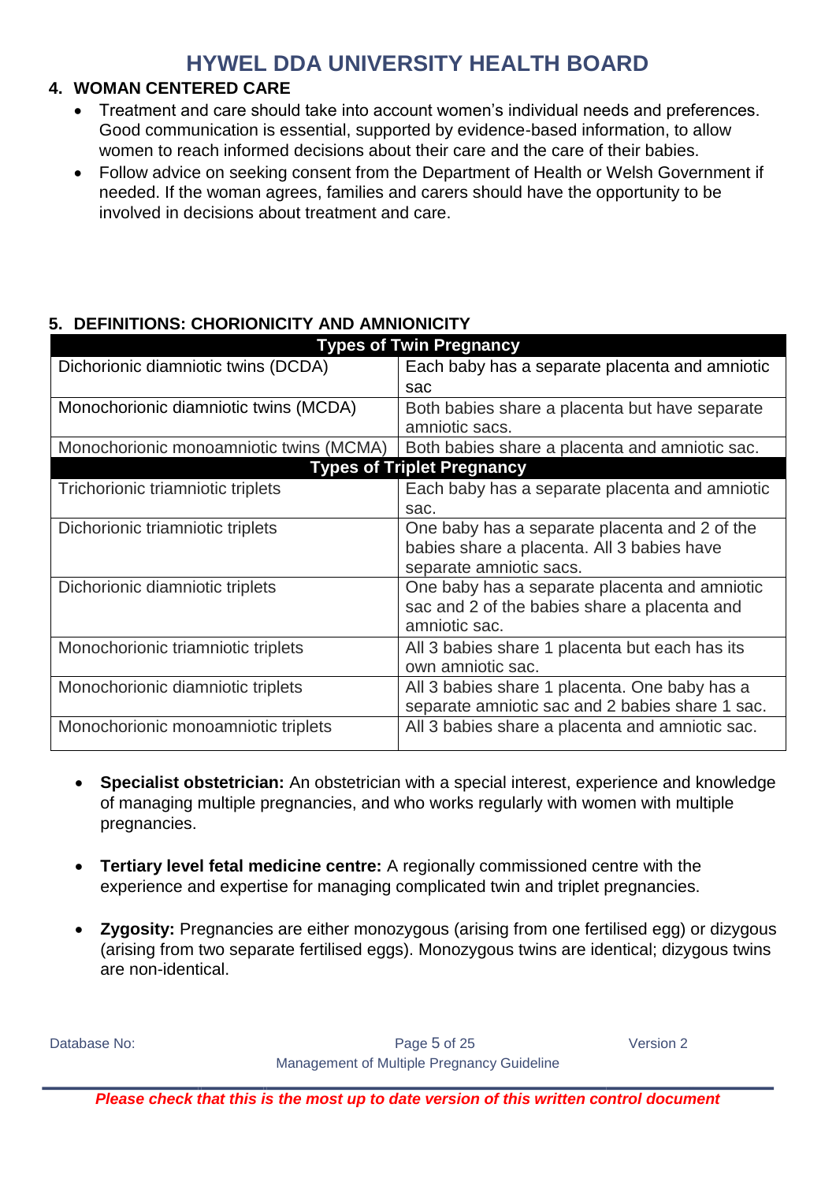## 4. WOMAN CENTERED CARE

- Treatment and care should take into account women's individual needs and preferences. Good communication is essential, supported by evidence-based information, to allow women to reach informed decisions about their care and the care of their babies.
- Follow advice on seeking consent from the Department of Health or Welsh Government if needed. If the woman agrees, families and carers should have the opportunity to be involved in decisions about treatment and care.

## 5. DEFINITIONS: CHORIONICITY AND AMNIONICITY

| Types of Twin Pregnancy | |
|---|---|
| Dichorionic diamniotic twins (DCDA) | Each baby has a separate placenta and amniotic sac |
| Monochorionic diamniotic twins (MCDA) | Both babies share a placenta but have separate amniotic sacs. |
| Monochorionic monoamniotic twins (MCMA) | Both babies share a placenta and amniotic sac. |
| **Types of Triplet Pregnancy** | |
| Trichorionic triamniotic triplets | Each baby has a separate placenta and amniotic sac. |
| Dichorionic triamniotic triplets | One baby has a separate placenta and 2 of the babies share a placenta. All 3 babies have separate amniotic sacs. |
| Dichorionic diamniotic triplets | One baby has a separate placenta and amniotic sac and 2 of the babies share a placenta and amniotic sac. |
| Monochorionic triamniotic triplets | All 3 babies share 1 placenta but each has its own amniotic sac. |
| Monochorionic diamniotic triplets | All 3 babies share 1 placenta. One baby has a separate amniotic sac and 2 babies share 1 sac. |
| Monochorionic monoamniotic triplets | All 3 babies share a placenta and amniotic sac. |

- **Specialist obstetrician:** An obstetrician with a special interest, experience and knowledge of managing multiple pregnancies, and who works regularly with women with multiple pregnancies.

- **Tertiary level fetal medicine centre:** A regionally commissioned centre with the experience and expertise for managing complicated twin and triplet pregnancies.

- **Zygosity:** Pregnancies are either monozygous (arising from one fertilised egg) or dizygous (arising from two separate fertilised eggs). Monozygous twins are identical; dizygous twins are non-identical.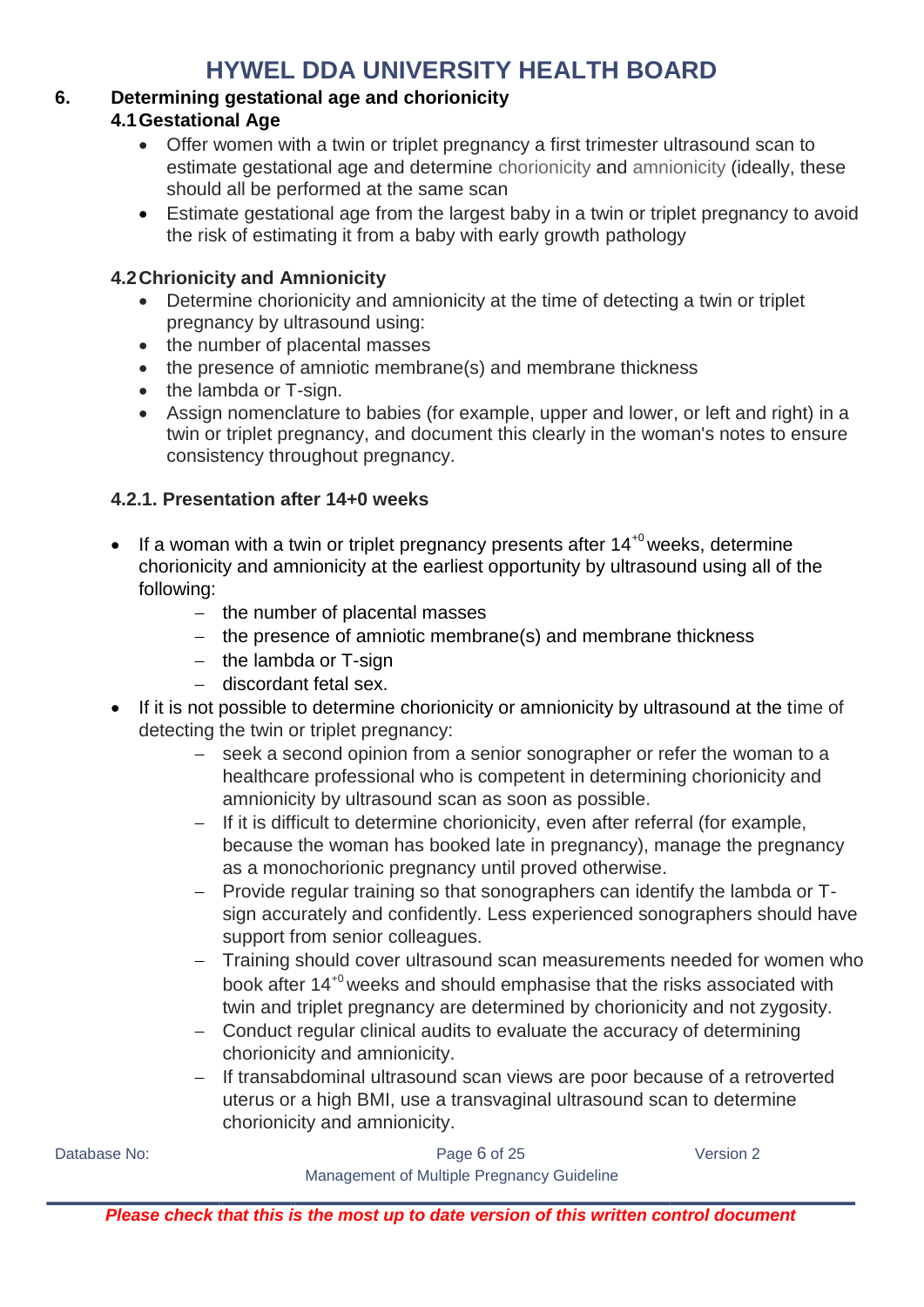## 6. Determining gestational age and chorionicity

### 4.1 Gestational Age

- Offer women with a twin or triplet pregnancy a first trimester ultrasound scan to estimate gestational age and determine chorionicity and amnionicity (ideally, these should all be performed at the same scan
- Estimate gestational age from the largest baby in a twin or triplet pregnancy to avoid the risk of estimating it from a baby with early growth pathology

### 4.2 Chrionicity and Amnionicity

- Determine chorionicity and amnionicity at the time of detecting a twin or triplet pregnancy by ultrasound using:
- the number of placental masses
- the presence of amniotic membrane(s) and membrane thickness
- the lambda or T-sign.
- Assign nomenclature to babies (for example, upper and lower, or left and right) in a twin or triplet pregnancy, and document this clearly in the woman's notes to ensure consistency throughout pregnancy.

#### 4.2.1. Presentation after 14+0 weeks

- If a woman with a twin or triplet pregnancy presents after $14^{+0}$ weeks, determine chorionicity and amnionicity at the earliest opportunity by ultrasound using all of the following:
  - the number of placental masses
  - the presence of amniotic membrane(s) and membrane thickness
  - the lambda or T-sign
  - discordant fetal sex.
- If it is not possible to determine chorionicity or amnionicity by ultrasound at the time of detecting the twin or triplet pregnancy:
  - seek a second opinion from a senior sonographer or refer the woman to a healthcare professional who is competent in determining chorionicity and amnionicity by ultrasound scan as soon as possible.
  - If it is difficult to determine chorionicity, even after referral (for example, because the woman has booked late in pregnancy), manage the pregnancy as a monochorionic pregnancy until proved otherwise.
  - Provide regular training so that sonographers can identify the lambda or T-sign accurately and confidently. Less experienced sonographers should have support from senior colleagues.
  - Training should cover ultrasound scan measurements needed for women who book after $14^{+0}$ weeks and should emphasise that the risks associated with twin and triplet pregnancy are determined by chorionicity and not zygosity.
  - Conduct regular clinical audits to evaluate the accuracy of determining chorionicity and amnionicity.
  - If transabdominal ultrasound scan views are poor because of a retroverted uterus or a high BMI, use a transvaginal ultrasound scan to determine chorionicity and amnionicity.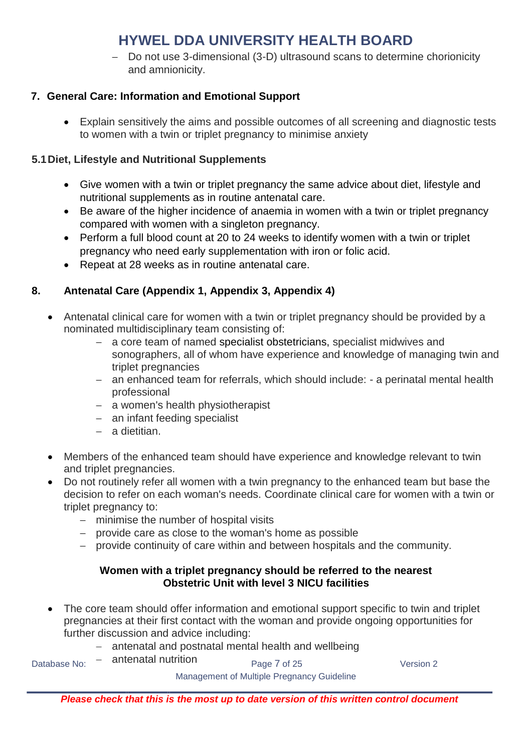- Do not use 3-dimensional (3-D) ultrasound scans to determine chorionicity and amnionicity.

## 7. General Care: Information and Emotional Support

- Explain sensitively the aims and possible outcomes of all screening and diagnostic tests to women with a twin or triplet pregnancy to minimise anxiety

### 5.1 Diet, Lifestyle and Nutritional Supplements

- Give women with a twin or triplet pregnancy the same advice about diet, lifestyle and nutritional supplements as in routine antenatal care.
- Be aware of the higher incidence of anaemia in women with a twin or triplet pregnancy compared with women with a singleton pregnancy.
- Perform a full blood count at 20 to 24 weeks to identify women with a twin or triplet pregnancy who need early supplementation with iron or folic acid.
- Repeat at 28 weeks as in routine antenatal care.

## 8. Antenatal Care (Appendix 1, Appendix 3, Appendix 4)

- Antenatal clinical care for women with a twin or triplet pregnancy should be provided by a nominated multidisciplinary team consisting of:
  - a core team of named specialist obstetricians, specialist midwives and sonographers, all of whom have experience and knowledge of managing twin and triplet pregnancies
  - an enhanced team for referrals, which should include: - a perinatal mental health professional
  - a women's health physiotherapist
  - an infant feeding specialist
  - a dietitian.
- Members of the enhanced team should have experience and knowledge relevant to twin and triplet pregnancies.
- Do not routinely refer all women with a twin pregnancy to the enhanced team but base the decision to refer on each woman's needs. Coordinate clinical care for women with a twin or triplet pregnancy to:
  - minimise the number of hospital visits
  - provide care as close to the woman's home as possible
  - provide continuity of care within and between hospitals and the community.

**Women with a triplet pregnancy should be referred to the nearest Obstetric Unit with level 3 NICU facilities**

- The core team should offer information and emotional support specific to twin and triplet pregnancies at their first contact with the woman and provide ongoing opportunities for further discussion and advice including:
  - antenatal and postnatal mental health and wellbeing
  - antenatal nutrition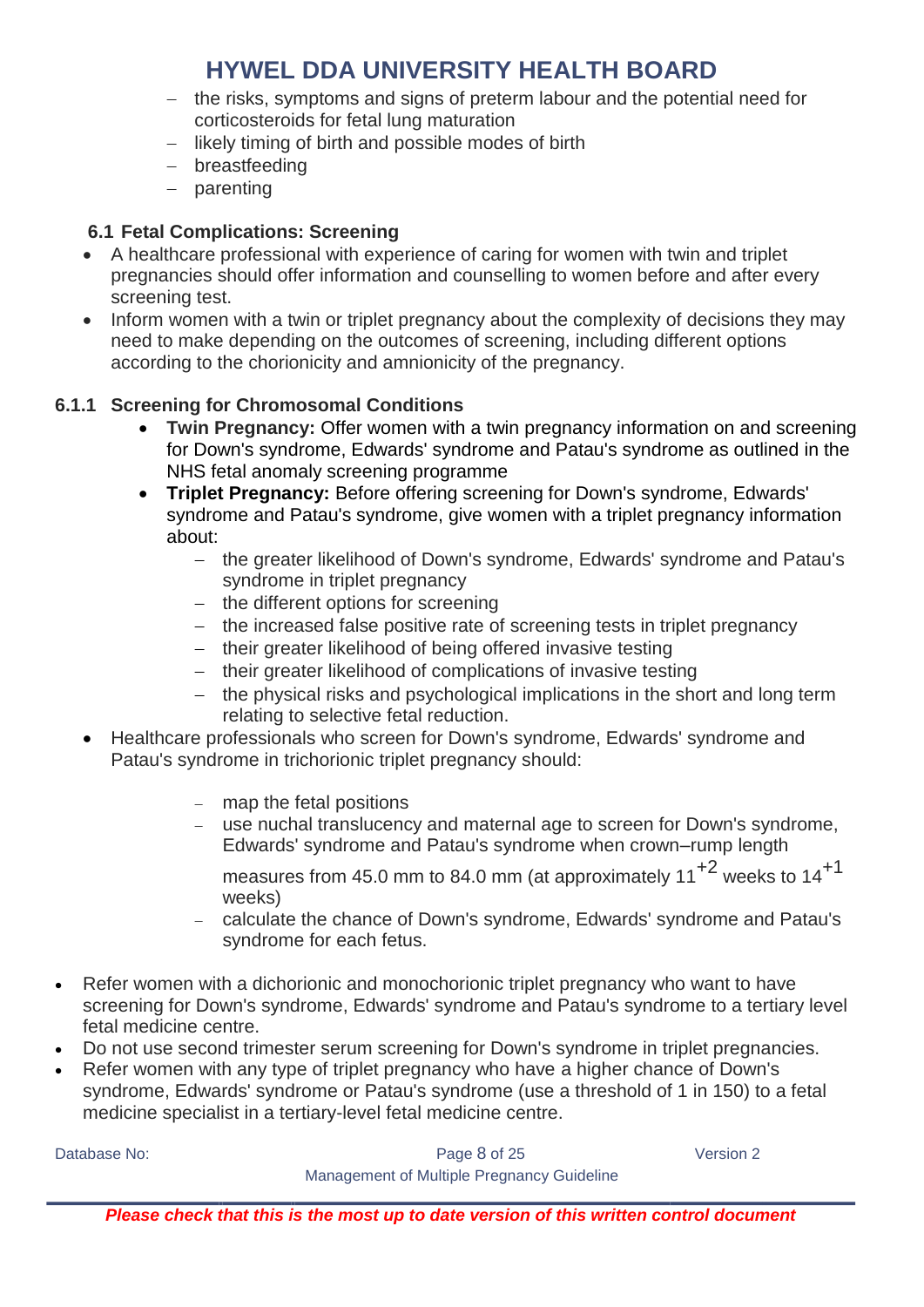- the risks, symptoms and signs of preterm labour and the potential need for corticosteroids for fetal lung maturation
  - likely timing of birth and possible modes of birth
  - breastfeeding
  - parenting

### 6.1 Fetal Complications: Screening

- A healthcare professional with experience of caring for women with twin and triplet pregnancies should offer information and counselling to women before and after every screening test.
- Inform women with a twin or triplet pregnancy about the complexity of decisions they may need to make depending on the outcomes of screening, including different options according to the chorionicity and amnionicity of the pregnancy.

#### 6.1.1 Screening for Chromosomal Conditions

- **Twin Pregnancy:** Offer women with a twin pregnancy information on and screening for Down's syndrome, Edwards' syndrome and Patau's syndrome as outlined in the NHS fetal anomaly screening programme
- **Triplet Pregnancy:** Before offering screening for Down's syndrome, Edwards' syndrome and Patau's syndrome, give women with a triplet pregnancy information about:
  - the greater likelihood of Down's syndrome, Edwards' syndrome and Patau's syndrome in triplet pregnancy
  - the different options for screening
  - the increased false positive rate of screening tests in triplet pregnancy
  - their greater likelihood of being offered invasive testing
  - their greater likelihood of complications of invasive testing
  - the physical risks and psychological implications in the short and long term relating to selective fetal reduction.
- Healthcare professionals who screen for Down's syndrome, Edwards' syndrome and Patau's syndrome in trichorionic triplet pregnancy should:
  - map the fetal positions
  - use nuchal translucency and maternal age to screen for Down's syndrome, Edwards' syndrome and Patau's syndrome when crown–rump length measures from 45.0 mm to 84.0 mm (at approximately $11^{+2}$ weeks to $14^{+1}$ weeks)
  - calculate the chance of Down's syndrome, Edwards' syndrome and Patau's syndrome for each fetus.

- Refer women with a dichorionic and monochorionic triplet pregnancy who want to have screening for Down's syndrome, Edwards' syndrome and Patau's syndrome to a tertiary level fetal medicine centre.
- Do not use second trimester serum screening for Down's syndrome in triplet pregnancies.
- Refer women with any type of triplet pregnancy who have a higher chance of Down's syndrome, Edwards' syndrome or Patau's syndrome (use a threshold of 1 in 150) to a fetal medicine specialist in a tertiary-level fetal medicine centre.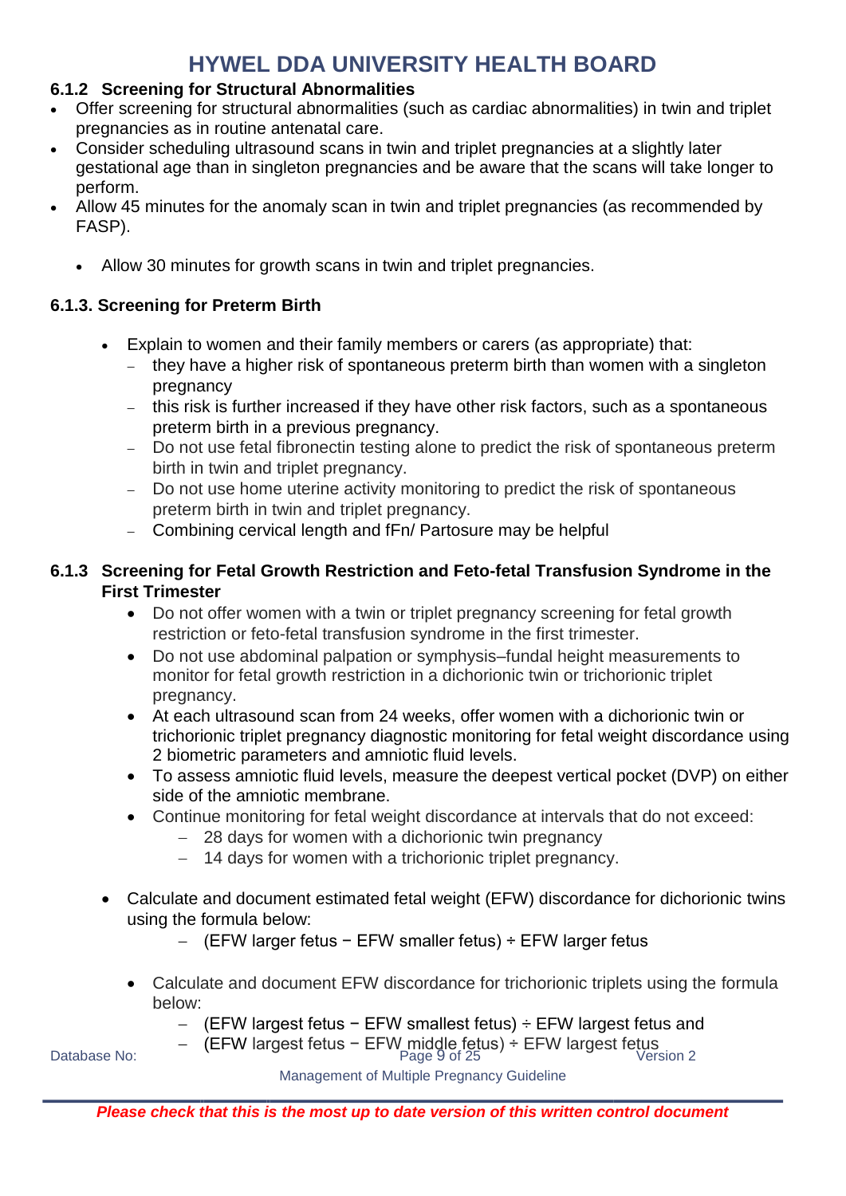### 6.1.2 Screening for Structural Abnormalities

- Offer screening for structural abnormalities (such as cardiac abnormalities) in twin and triplet pregnancies as in routine antenatal care.
- Consider scheduling ultrasound scans in twin and triplet pregnancies at a slightly later gestational age than in singleton pregnancies and be aware that the scans will take longer to perform.
- Allow 45 minutes for the anomaly scan in twin and triplet pregnancies (as recommended by FASP).
  - Allow 30 minutes for growth scans in twin and triplet pregnancies.

### 6.1.3. Screening for Preterm Birth

- Explain to women and their family members or carers (as appropriate) that:
  - they have a higher risk of spontaneous preterm birth than women with a singleton pregnancy
  - this risk is further increased if they have other risk factors, such as a spontaneous preterm birth in a previous pregnancy.
  - Do not use fetal fibronectin testing alone to predict the risk of spontaneous preterm birth in twin and triplet pregnancy.
  - Do not use home uterine activity monitoring to predict the risk of spontaneous preterm birth in twin and triplet pregnancy.
  - Combining cervical length and fFn/ Partosure may be helpful

### 6.1.3 Screening for Fetal Growth Restriction and Feto-fetal Transfusion Syndrome in the First Trimester

- Do not offer women with a twin or triplet pregnancy screening for fetal growth restriction or feto-fetal transfusion syndrome in the first trimester.
- Do not use abdominal palpation or symphysis–fundal height measurements to monitor for fetal growth restriction in a dichorionic twin or trichorionic triplet pregnancy.
- At each ultrasound scan from 24 weeks, offer women with a dichorionic twin or trichorionic triplet pregnancy diagnostic monitoring for fetal weight discordance using 2 biometric parameters and amniotic fluid levels.
- To assess amniotic fluid levels, measure the deepest vertical pocket (DVP) on either side of the amniotic membrane.
- Continue monitoring for fetal weight discordance at intervals that do not exceed:
  - 28 days for women with a dichorionic twin pregnancy
  - 14 days for women with a trichorionic triplet pregnancy.

- Calculate and document estimated fetal weight (EFW) discordance for dichorionic twins using the formula below:
  - (EFW larger fetus − EFW smaller fetus) ÷ EFW larger fetus

- Calculate and document EFW discordance for trichorionic triplets using the formula below:
  - (EFW largest fetus − EFW smallest fetus) ÷ EFW largest fetus and
  - (EFW largest fetus − EFW middle fetus) ÷ EFW largest fetus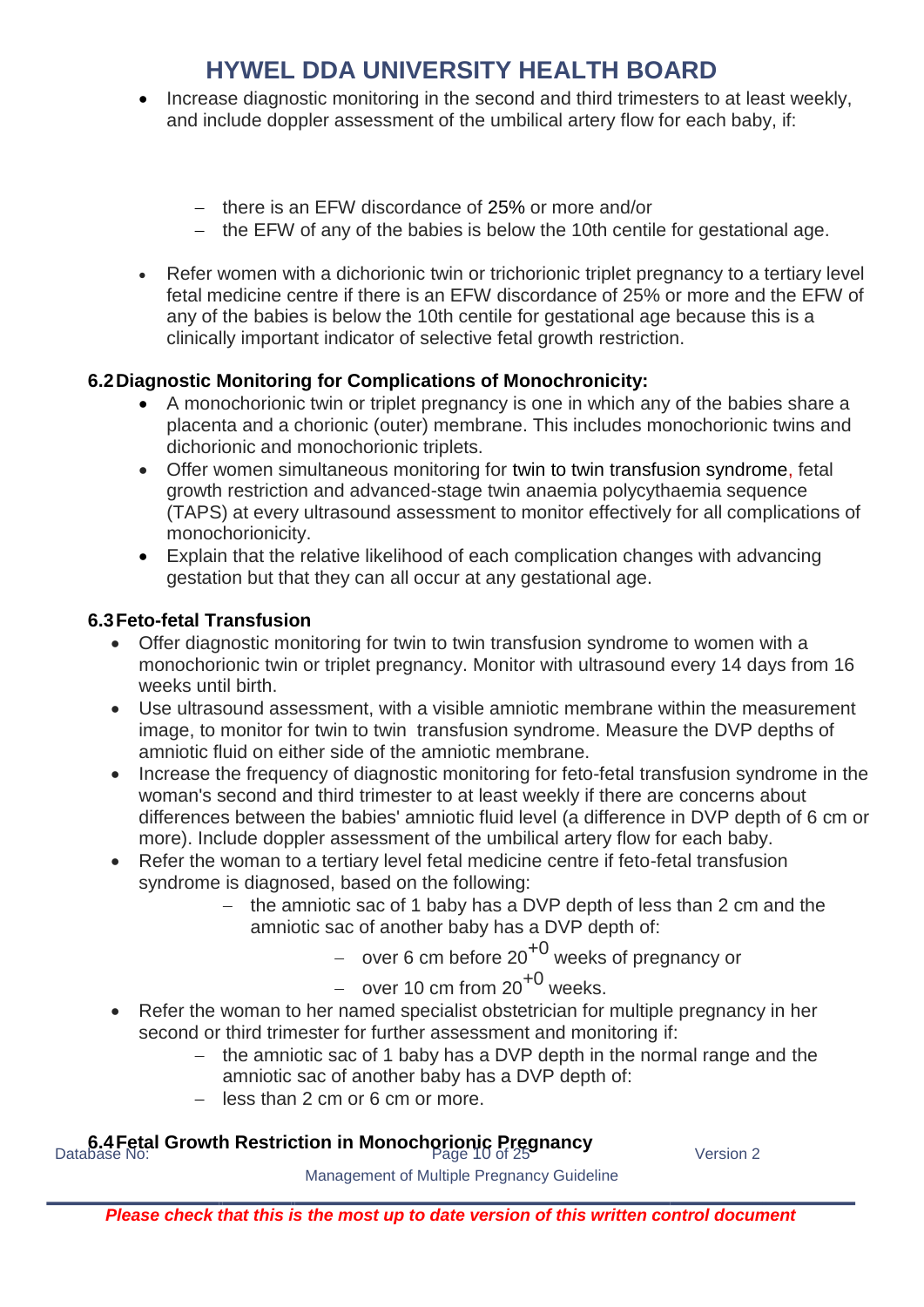- Increase diagnostic monitoring in the second and third trimesters to at least weekly, and include doppler assessment of the umbilical artery flow for each baby, if:
  - there is an EFW discordance of 25% or more and/or
  - the EFW of any of the babies is below the 10th centile for gestational age.
- Refer women with a dichorionic twin or trichorionic triplet pregnancy to a tertiary level fetal medicine centre if there is an EFW discordance of 25% or more and the EFW of any of the babies is below the 10th centile for gestational age because this is a clinically important indicator of selective fetal growth restriction.

### 6.2 Diagnostic Monitoring for Complications of Monochronicity:

- A monochorionic twin or triplet pregnancy is one in which any of the babies share a placenta and a chorionic (outer) membrane. This includes monochorionic twins and dichorionic and monochorionic triplets.
- Offer women simultaneous monitoring for twin to twin transfusion syndrome, fetal growth restriction and advanced-stage twin anaemia polycythaemia sequence (TAPS) at every ultrasound assessment to monitor effectively for all complications of monochorionicity.
- Explain that the relative likelihood of each complication changes with advancing gestation but that they can all occur at any gestational age.

### 6.3 Feto-fetal Transfusion

- Offer diagnostic monitoring for twin to twin transfusion syndrome to women with a monochorionic twin or triplet pregnancy. Monitor with ultrasound every 14 days from 16 weeks until birth.
- Use ultrasound assessment, with a visible amniotic membrane within the measurement image, to monitor for twin to twin transfusion syndrome. Measure the DVP depths of amniotic fluid on either side of the amniotic membrane.
- Increase the frequency of diagnostic monitoring for feto-fetal transfusion syndrome in the woman's second and third trimester to at least weekly if there are concerns about differences between the babies' amniotic fluid level (a difference in DVP depth of 6 cm or more). Include doppler assessment of the umbilical artery flow for each baby.
- Refer the woman to a tertiary level fetal medicine centre if feto-fetal transfusion syndrome is diagnosed, based on the following:
  - the amniotic sac of 1 baby has a DVP depth of less than 2 cm and the amniotic sac of another baby has a DVP depth of:
    - over 6 cm before $20^{+0}$ weeks of pregnancy or
    - over 10 cm from $20^{+0}$ weeks.
- Refer the woman to her named specialist obstetrician for multiple pregnancy in her second or third trimester for further assessment and monitoring if:
  - the amniotic sac of 1 baby has a DVP depth in the normal range and the amniotic sac of another baby has a DVP depth of:
  - less than 2 cm or 6 cm or more.

### 6.4 Fetal Growth Restriction in Monochorionic Pregnancy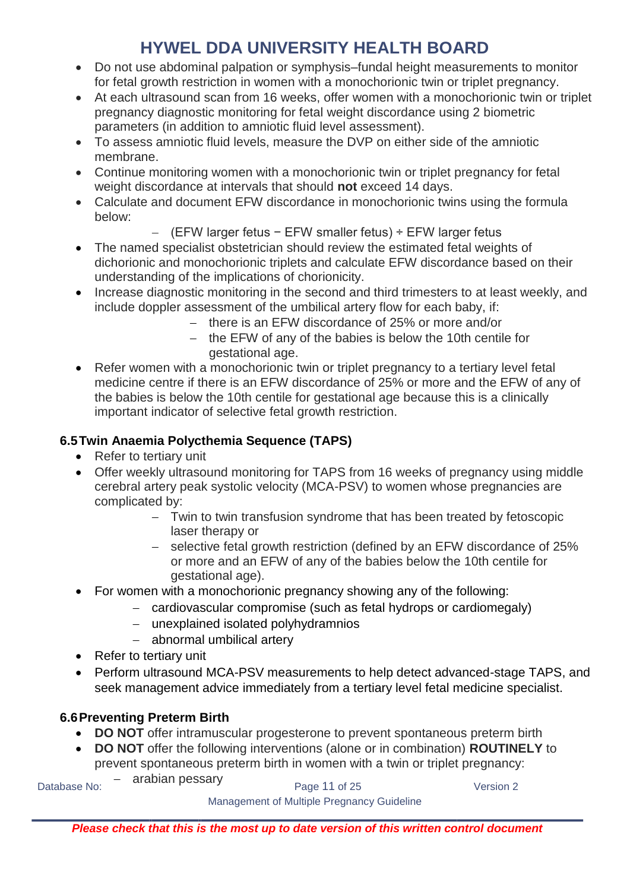- Do not use abdominal palpation or symphysis–fundal height measurements to monitor for fetal growth restriction in women with a monochorionic twin or triplet pregnancy.
- At each ultrasound scan from 16 weeks, offer women with a monochorionic twin or triplet pregnancy diagnostic monitoring for fetal weight discordance using 2 biometric parameters (in addition to amniotic fluid level assessment).
- To assess amniotic fluid levels, measure the DVP on either side of the amniotic membrane.
- Continue monitoring women with a monochorionic twin or triplet pregnancy for fetal weight discordance at intervals that should **not** exceed 14 days.
- Calculate and document EFW discordance in monochorionic twins using the formula below:
  - (EFW larger fetus − EFW smaller fetus) ÷ EFW larger fetus
- The named specialist obstetrician should review the estimated fetal weights of dichorionic and monochorionic triplets and calculate EFW discordance based on their understanding of the implications of chorionicity.
- Increase diagnostic monitoring in the second and third trimesters to at least weekly, and include doppler assessment of the umbilical artery flow for each baby, if:
  - there is an EFW discordance of 25% or more and/or
  - the EFW of any of the babies is below the 10th centile for gestational age.
- Refer women with a monochorionic twin or triplet pregnancy to a tertiary level fetal medicine centre if there is an EFW discordance of 25% or more and the EFW of any of the babies is below the 10th centile for gestational age because this is a clinically important indicator of selective fetal growth restriction.

### 6.5 Twin Anaemia Polycthemia Sequence (TAPS)

- Refer to tertiary unit
- Offer weekly ultrasound monitoring for TAPS from 16 weeks of pregnancy using middle cerebral artery peak systolic velocity (MCA-PSV) to women whose pregnancies are complicated by:
  - Twin to twin transfusion syndrome that has been treated by fetoscopic laser therapy or
  - selective fetal growth restriction (defined by an EFW discordance of 25% or more and an EFW of any of the babies below the 10th centile for gestational age).
- For women with a monochorionic pregnancy showing any of the following:
  - cardiovascular compromise (such as fetal hydrops or cardiomegaly)
  - unexplained isolated polyhydramnios
  - abnormal umbilical artery
- Refer to tertiary unit
- Perform ultrasound MCA-PSV measurements to help detect advanced-stage TAPS, and seek management advice immediately from a tertiary level fetal medicine specialist.

### 6.6 Preventing Preterm Birth

- **DO NOT** offer intramuscular progesterone to prevent spontaneous preterm birth
- **DO NOT** offer the following interventions (alone or in combination) **ROUTINELY** to prevent spontaneous preterm birth in women with a twin or triplet pregnancy:
  - arabian pessary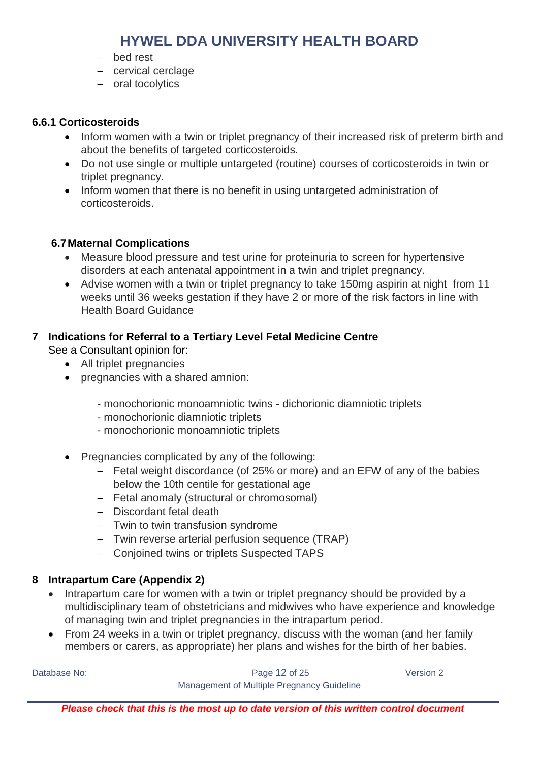- bed rest
- cervical cerclage
- oral tocolytics

### 6.6.1 Corticosteroids

- Inform women with a twin or triplet pregnancy of their increased risk of preterm birth and about the benefits of targeted corticosteroids.
- Do not use single or multiple untargeted (routine) courses of corticosteroids in twin or triplet pregnancy.
- Inform women that there is no benefit in using untargeted administration of corticosteroids.

### 6.7 Maternal Complications

- Measure blood pressure and test urine for proteinuria to screen for hypertensive disorders at each antenatal appointment in a twin and triplet pregnancy.
- Advise women with a twin or triplet pregnancy to take 150mg aspirin at night from 11 weeks until 36 weeks gestation if they have 2 or more of the risk factors in line with Health Board Guidance

## 7 Indications for Referral to a Tertiary Level Fetal Medicine Centre

See a Consultant opinion for:

- All triplet pregnancies
- pregnancies with a shared amnion:

  - monochorionic monoamniotic twins - dichorionic diamniotic triplets
  - monochorionic diamniotic triplets
  - monochorionic monoamniotic triplets

- Pregnancies complicated by any of the following:
  - Fetal weight discordance (of 25% or more) and an EFW of any of the babies below the 10th centile for gestational age
  - Fetal anomaly (structural or chromosomal)
  - Discordant fetal death
  - Twin to twin transfusion syndrome
  - Twin reverse arterial perfusion sequence (TRAP)
  - Conjoined twins or triplets Suspected TAPS

## 8 Intrapartum Care (Appendix 2)

- Intrapartum care for women with a twin or triplet pregnancy should be provided by a multidisciplinary team of obstetricians and midwives who have experience and knowledge of managing twin and triplet pregnancies in the intrapartum period.
- From 24 weeks in a twin or triplet pregnancy, discuss with the woman (and her family members or carers, as appropriate) her plans and wishes for the birth of her babies.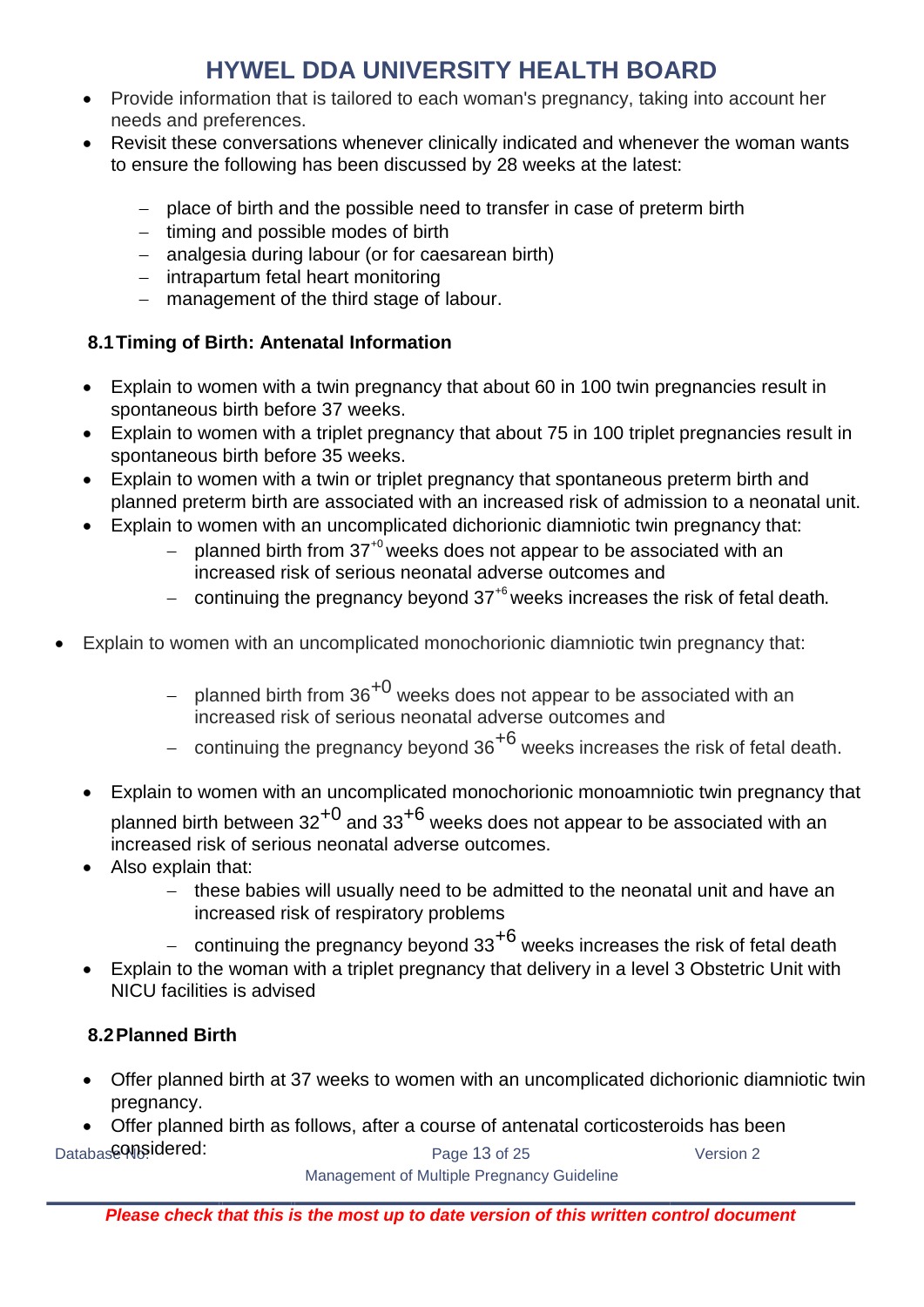- Provide information that is tailored to each woman's pregnancy, taking into account her needs and preferences.
- Revisit these conversations whenever clinically indicated and whenever the woman wants to ensure the following has been discussed by 28 weeks at the latest:
  - place of birth and the possible need to transfer in case of preterm birth
  - timing and possible modes of birth
  - analgesia during labour (or for caesarean birth)
  - intrapartum fetal heart monitoring
  - management of the third stage of labour.

### 8.1 Timing of Birth: Antenatal Information

- Explain to women with a twin pregnancy that about 60 in 100 twin pregnancies result in spontaneous birth before 37 weeks.
- Explain to women with a triplet pregnancy that about 75 in 100 triplet pregnancies result in spontaneous birth before 35 weeks.
- Explain to women with a twin or triplet pregnancy that spontaneous preterm birth and planned preterm birth are associated with an increased risk of admission to a neonatal unit.
- Explain to women with an uncomplicated dichorionic diamniotic twin pregnancy that:
  - planned birth from $37^{+0}$ weeks does not appear to be associated with an increased risk of serious neonatal adverse outcomes and
  - continuing the pregnancy beyond $37^{+6}$ weeks increases the risk of fetal death.

- Explain to women with an uncomplicated monochorionic diamniotic twin pregnancy that:
  - planned birth from $36^{+0}$ weeks does not appear to be associated with an increased risk of serious neonatal adverse outcomes and
  - continuing the pregnancy beyond $36^{+6}$ weeks increases the risk of fetal death.

- Explain to women with an uncomplicated monochorionic monoamniotic twin pregnancy that planned birth between $32^{+0}$ and $33^{+6}$ weeks does not appear to be associated with an increased risk of serious neonatal adverse outcomes.
- Also explain that:
  - these babies will usually need to be admitted to the neonatal unit and have an increased risk of respiratory problems
  - continuing the pregnancy beyond $33^{+6}$ weeks increases the risk of fetal death
- Explain to the woman with a triplet pregnancy that delivery in a level 3 Obstetric Unit with NICU facilities is advised

### 8.2 Planned Birth

- Offer planned birth at 37 weeks to women with an uncomplicated dichorionic diamniotic twin pregnancy.
- Offer planned birth as follows, after a course of antenatal corticosteroids has been considered: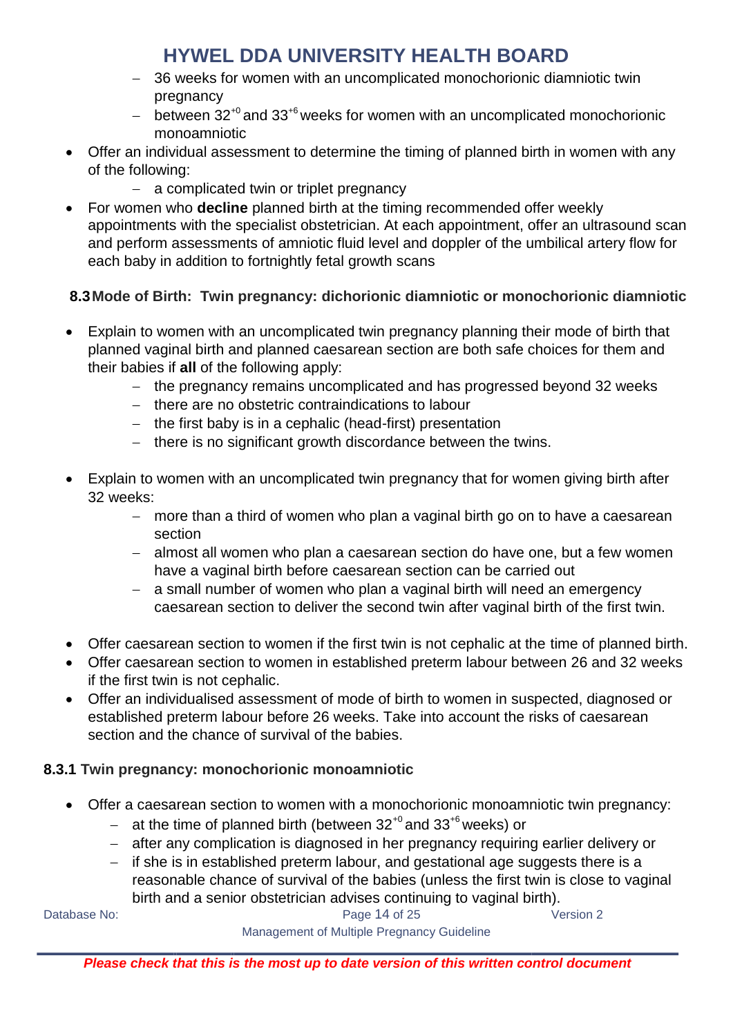- 36 weeks for women with an uncomplicated monochorionic diamniotic twin pregnancy
  - between $32^{+0}$ and $33^{+6}$ weeks for women with an uncomplicated monochorionic monoamniotic
- Offer an individual assessment to determine the timing of planned birth in women with any of the following:
  - a complicated twin or triplet pregnancy
- For women who **decline** planned birth at the timing recommended offer weekly appointments with the specialist obstetrician. At each appointment, offer an ultrasound scan and perform assessments of amniotic fluid level and doppler of the umbilical artery flow for each baby in addition to fortnightly fetal growth scans

### 8.3 Mode of Birth: Twin pregnancy: dichorionic diamniotic or monochorionic diamniotic

- Explain to women with an uncomplicated twin pregnancy planning their mode of birth that planned vaginal birth and planned caesarean section are both safe choices for them and their babies if **all** of the following apply:
  - the pregnancy remains uncomplicated and has progressed beyond 32 weeks
  - there are no obstetric contraindications to labour
  - the first baby is in a cephalic (head-first) presentation
  - there is no significant growth discordance between the twins.
- Explain to women with an uncomplicated twin pregnancy that for women giving birth after 32 weeks:
  - more than a third of women who plan a vaginal birth go on to have a caesarean section
  - almost all women who plan a caesarean section do have one, but a few women have a vaginal birth before caesarean section can be carried out
  - a small number of women who plan a vaginal birth will need an emergency caesarean section to deliver the second twin after vaginal birth of the first twin.
- Offer caesarean section to women if the first twin is not cephalic at the time of planned birth.
- Offer caesarean section to women in established preterm labour between 26 and 32 weeks if the first twin is not cephalic.
- Offer an individualised assessment of mode of birth to women in suspected, diagnosed or established preterm labour before 26 weeks. Take into account the risks of caesarean section and the chance of survival of the babies.

#### 8.3.1 Twin pregnancy: monochorionic monoamniotic

- Offer a caesarean section to women with a monochorionic monoamniotic twin pregnancy:
  - at the time of planned birth (between $32^{+0}$ and $33^{+6}$ weeks) or
  - after any complication is diagnosed in her pregnancy requiring earlier delivery or
  - if she is in established preterm labour, and gestational age suggests there is a reasonable chance of survival of the babies (unless the first twin is close to vaginal birth and a senior obstetrician advises continuing to vaginal birth).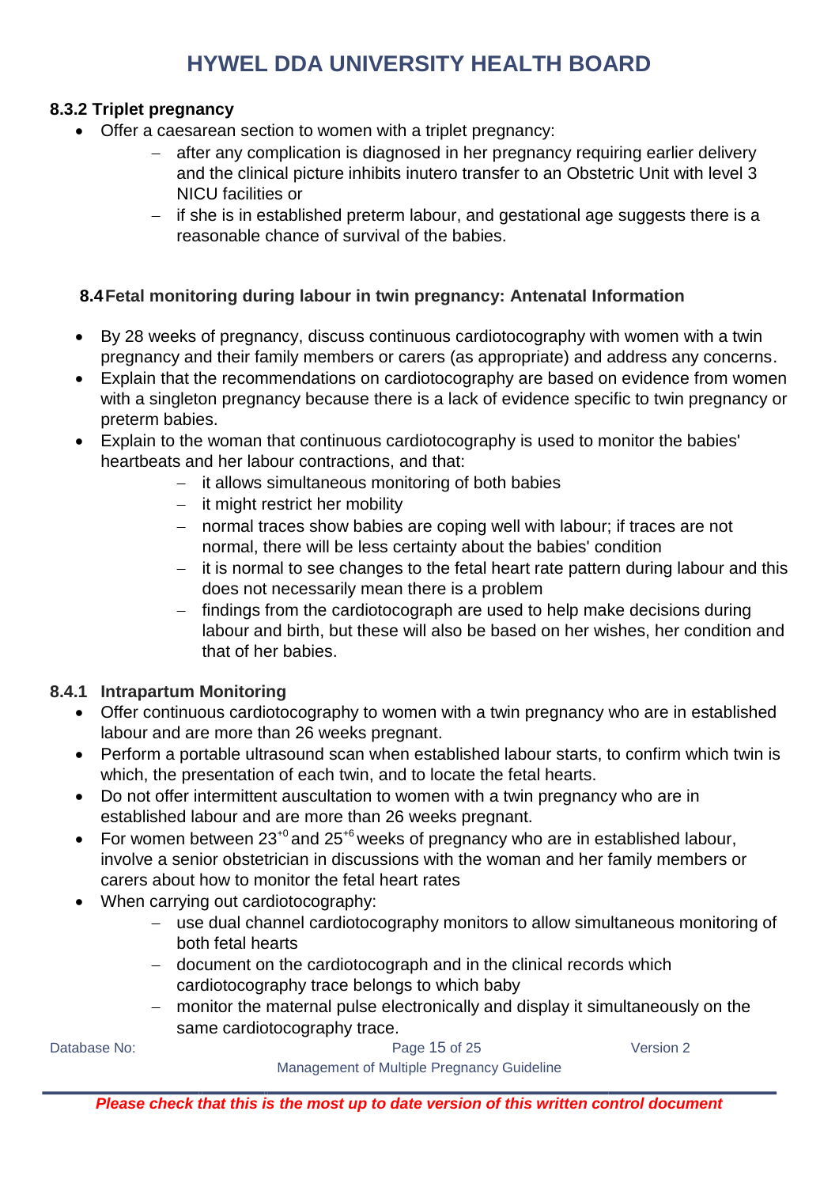### 8.3.2 Triplet pregnancy

- Offer a caesarean section to women with a triplet pregnancy:
  - after any complication is diagnosed in her pregnancy requiring earlier delivery and the clinical picture inhibits inutero transfer to an Obstetric Unit with level 3 NICU facilities or
  - if she is in established preterm labour, and gestational age suggests there is a reasonable chance of survival of the babies.

## 8.4 Fetal monitoring during labour in twin pregnancy: Antenatal Information

- By 28 weeks of pregnancy, discuss continuous cardiotocography with women with a twin pregnancy and their family members or carers (as appropriate) and address any concerns.
- Explain that the recommendations on cardiotocography are based on evidence from women with a singleton pregnancy because there is a lack of evidence specific to twin pregnancy or preterm babies.
- Explain to the woman that continuous cardiotocography is used to monitor the babies' heartbeats and her labour contractions, and that:
  - it allows simultaneous monitoring of both babies
  - it might restrict her mobility
  - normal traces show babies are coping well with labour; if traces are not normal, there will be less certainty about the babies' condition
  - it is normal to see changes to the fetal heart rate pattern during labour and this does not necessarily mean there is a problem
  - findings from the cardiotocograph are used to help make decisions during labour and birth, but these will also be based on her wishes, her condition and that of her babies.

### 8.4.1 Intrapartum Monitoring

- Offer continuous cardiotocography to women with a twin pregnancy who are in established labour and are more than 26 weeks pregnant.
- Perform a portable ultrasound scan when established labour starts, to confirm which twin is which, the presentation of each twin, and to locate the fetal hearts.
- Do not offer intermittent auscultation to women with a twin pregnancy who are in established labour and are more than 26 weeks pregnant.
- For women between $23^{+0}$ and $25^{+6}$ weeks of pregnancy who are in established labour, involve a senior obstetrician in discussions with the woman and her family members or carers about how to monitor the fetal heart rates
- When carrying out cardiotocography:
  - use dual channel cardiotocography monitors to allow simultaneous monitoring of both fetal hearts
  - document on the cardiotocograph and in the clinical records which cardiotocography trace belongs to which baby
  - monitor the maternal pulse electronically and display it simultaneously on the same cardiotocography trace.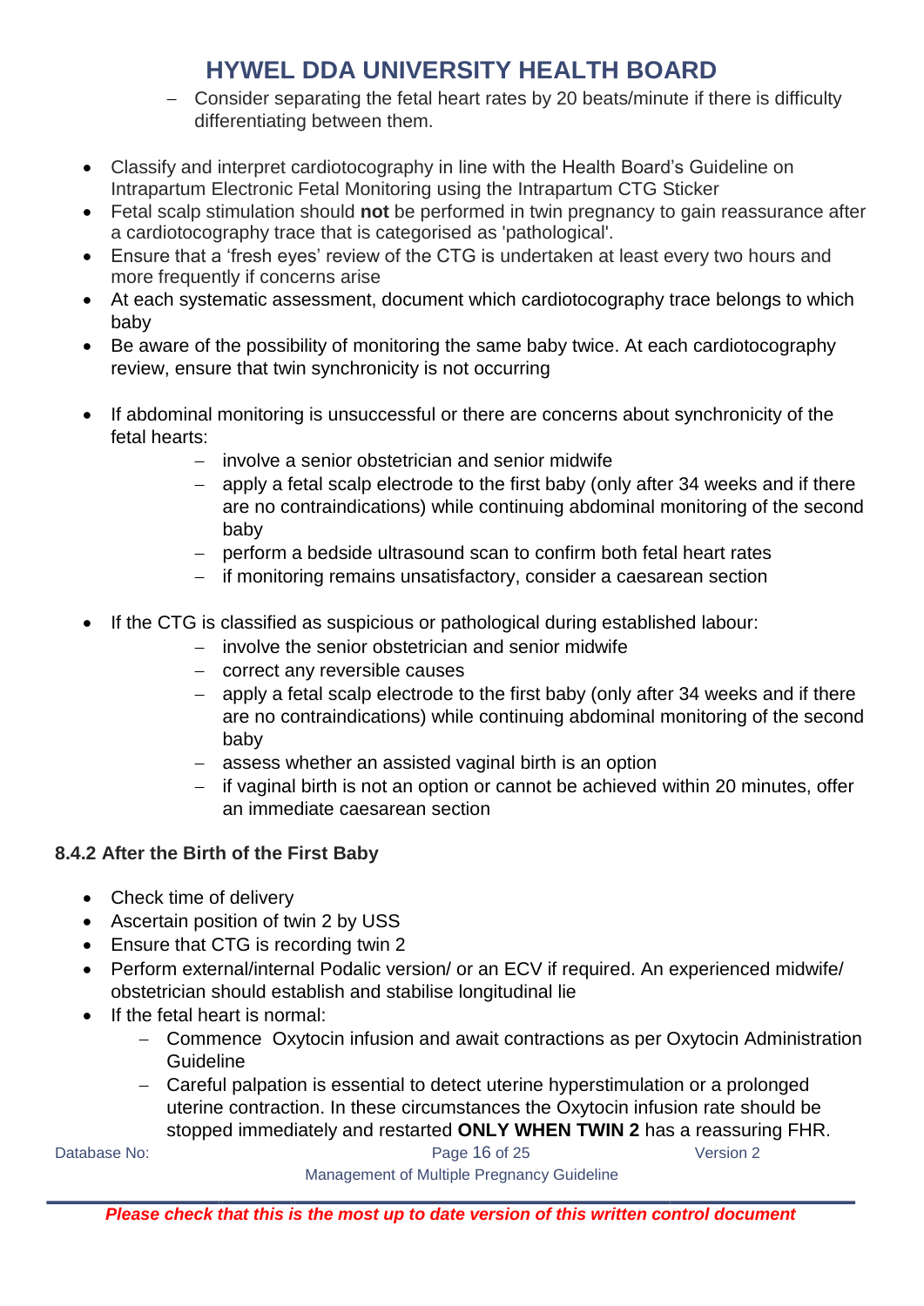- Consider separating the fetal heart rates by 20 beats/minute if there is difficulty differentiating between them.

- Classify and interpret cardiotocography in line with the Health Board's Guideline on Intrapartum Electronic Fetal Monitoring using the Intrapartum CTG Sticker
- Fetal scalp stimulation should **not** be performed in twin pregnancy to gain reassurance after a cardiotocography trace that is categorised as 'pathological'.
- Ensure that a 'fresh eyes' review of the CTG is undertaken at least every two hours and more frequently if concerns arise
- At each systematic assessment, document which cardiotocography trace belongs to which baby
- Be aware of the possibility of monitoring the same baby twice. At each cardiotocography review, ensure that twin synchronicity is not occurring

- If abdominal monitoring is unsuccessful or there are concerns about synchronicity of the fetal hearts:
  - involve a senior obstetrician and senior midwife
  - apply a fetal scalp electrode to the first baby (only after 34 weeks and if there are no contraindications) while continuing abdominal monitoring of the second baby
  - perform a bedside ultrasound scan to confirm both fetal heart rates
  - if monitoring remains unsatisfactory, consider a caesarean section

- If the CTG is classified as suspicious or pathological during established labour:
  - involve the senior obstetrician and senior midwife
  - correct any reversible causes
  - apply a fetal scalp electrode to the first baby (only after 34 weeks and if there are no contraindications) while continuing abdominal monitoring of the second baby
  - assess whether an assisted vaginal birth is an option
  - if vaginal birth is not an option or cannot be achieved within 20 minutes, offer an immediate caesarean section

### 8.4.2 After the Birth of the First Baby

- Check time of delivery
- Ascertain position of twin 2 by USS
- Ensure that CTG is recording twin 2
- Perform external/internal Podalic version/ or an ECV if required. An experienced midwife/ obstetrician should establish and stabilise longitudinal lie
- If the fetal heart is normal:
  - Commence Oxytocin infusion and await contractions as per Oxytocin Administration Guideline
  - Careful palpation is essential to detect uterine hyperstimulation or a prolonged uterine contraction. In these circumstances the Oxytocin infusion rate should be stopped immediately and restarted **ONLY WHEN TWIN 2** has a reassuring FHR.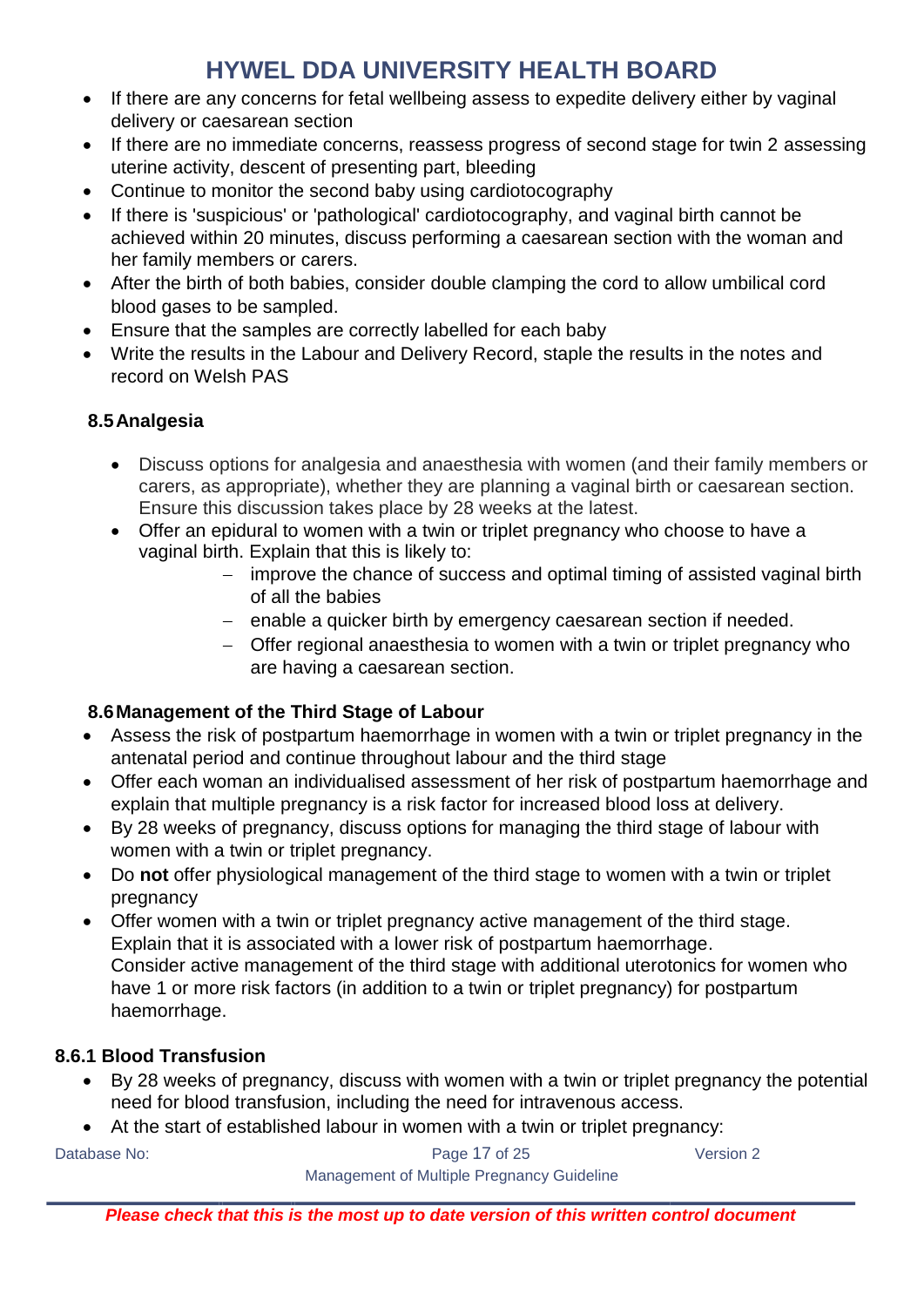- If there are any concerns for fetal wellbeing assess to expedite delivery either by vaginal delivery or caesarean section
- If there are no immediate concerns, reassess progress of second stage for twin 2 assessing uterine activity, descent of presenting part, bleeding
- Continue to monitor the second baby using cardiotocography
- If there is 'suspicious' or 'pathological' cardiotocography, and vaginal birth cannot be achieved within 20 minutes, discuss performing a caesarean section with the woman and her family members or carers.
- After the birth of both babies, consider double clamping the cord to allow umbilical cord blood gases to be sampled.
- Ensure that the samples are correctly labelled for each baby
- Write the results in the Labour and Delivery Record, staple the results in the notes and record on Welsh PAS

### 8.5 Analgesia

- Discuss options for analgesia and anaesthesia with women (and their family members or carers, as appropriate), whether they are planning a vaginal birth or caesarean section. Ensure this discussion takes place by 28 weeks at the latest.
- Offer an epidural to women with a twin or triplet pregnancy who choose to have a vaginal birth. Explain that this is likely to:
  - improve the chance of success and optimal timing of assisted vaginal birth of all the babies
  - enable a quicker birth by emergency caesarean section if needed.
  - Offer regional anaesthesia to women with a twin or triplet pregnancy who are having a caesarean section.

### 8.6 Management of the Third Stage of Labour

- Assess the risk of postpartum haemorrhage in women with a twin or triplet pregnancy in the antenatal period and continue throughout labour and the third stage
- Offer each woman an individualised assessment of her risk of postpartum haemorrhage and explain that multiple pregnancy is a risk factor for increased blood loss at delivery.
- By 28 weeks of pregnancy, discuss options for managing the third stage of labour with women with a twin or triplet pregnancy.
- Do **not** offer physiological management of the third stage to women with a twin or triplet pregnancy
- Offer women with a twin or triplet pregnancy active management of the third stage. Explain that it is associated with a lower risk of postpartum haemorrhage.  
  Consider active management of the third stage with additional uterotonics for women who have 1 or more risk factors (in addition to a twin or triplet pregnancy) for postpartum haemorrhage.

#### 8.6.1 Blood Transfusion

- By 28 weeks of pregnancy, discuss with women with a twin or triplet pregnancy the potential need for blood transfusion, including the need for intravenous access.
- At the start of established labour in women with a twin or triplet pregnancy: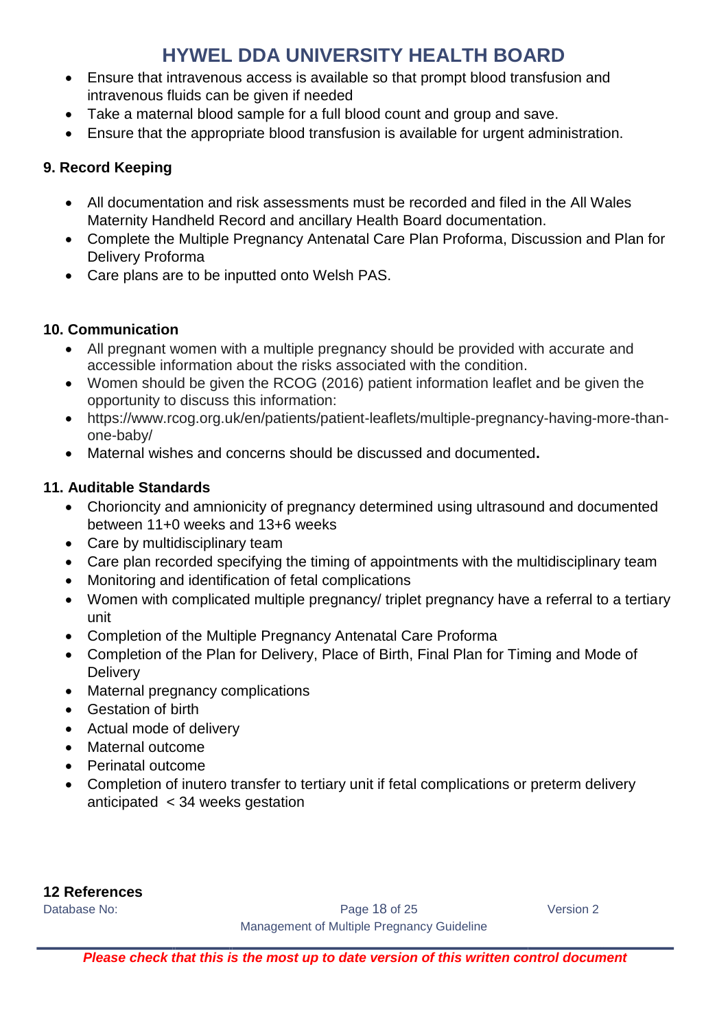- Ensure that intravenous access is available so that prompt blood transfusion and intravenous fluids can be given if needed
- Take a maternal blood sample for a full blood count and group and save.
- Ensure that the appropriate blood transfusion is available for urgent administration.

### 9. Record Keeping

- All documentation and risk assessments must be recorded and filed in the All Wales Maternity Handheld Record and ancillary Health Board documentation.
- Complete the Multiple Pregnancy Antenatal Care Plan Proforma, Discussion and Plan for Delivery Proforma
- Care plans are to be inputted onto Welsh PAS.

### 10. Communication

- All pregnant women with a multiple pregnancy should be provided with accurate and accessible information about the risks associated with the condition.
- Women should be given the RCOG (2016) patient information leaflet and be given the opportunity to discuss this information:
- https://www.rcog.org.uk/en/patients/patient-leaflets/multiple-pregnancy-having-more-than-one-baby/
- Maternal wishes and concerns should be discussed and documented**.**

### 11. Auditable Standards

- Chorioncity and amnionicity of pregnancy determined using ultrasound and documented between 11+0 weeks and 13+6 weeks
- Care by multidisciplinary team
- Care plan recorded specifying the timing of appointments with the multidisciplinary team
- Monitoring and identification of fetal complications
- Women with complicated multiple pregnancy/ triplet pregnancy have a referral to a tertiary unit
- Completion of the Multiple Pregnancy Antenatal Care Proforma
- Completion of the Plan for Delivery, Place of Birth, Final Plan for Timing and Mode of Delivery
- Maternal pregnancy complications
- Gestation of birth
- Actual mode of delivery
- Maternal outcome
- Perinatal outcome
- Completion of inutero transfer to tertiary unit if fetal complications or preterm delivery anticipated < 34 weeks gestation

### 12 References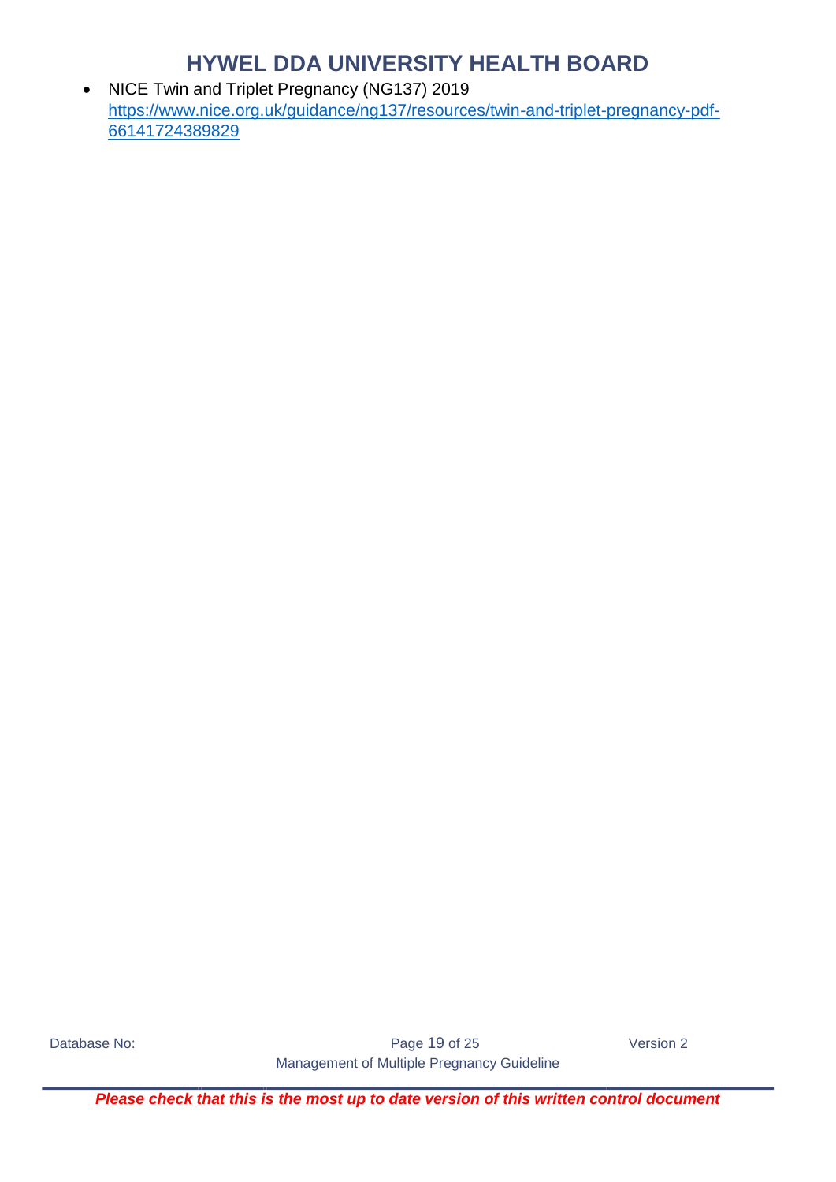- NICE Twin and Triplet Pregnancy (NG137) 2019 [https://www.nice.org.uk/guidance/ng137/resources/twin-and-triplet-pregnancy-pdf-66141724389829](https://www.nice.org.uk/guidance/ng137/resources/twin-and-triplet-pregnancy-pdf-66141724389829)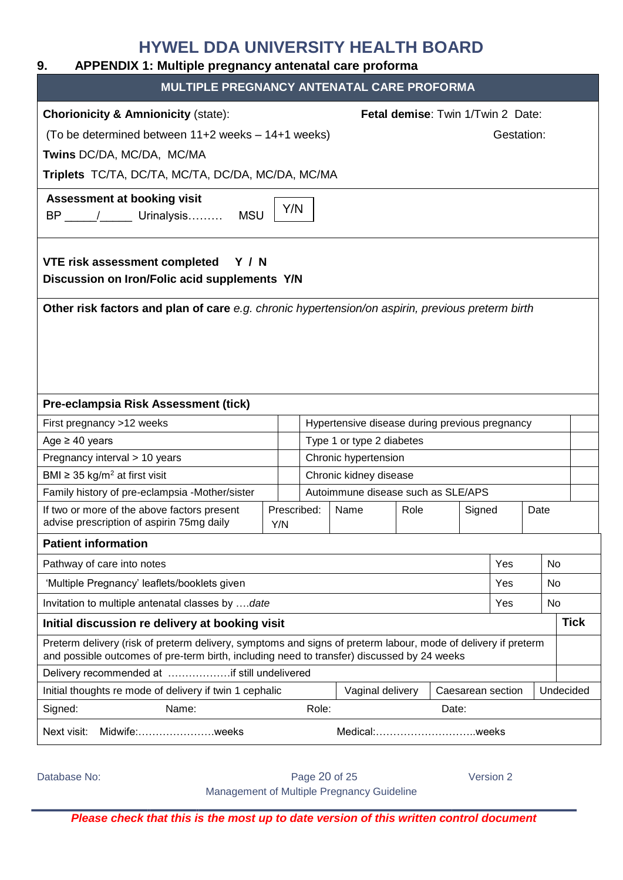# HYWEL DDA UNIVERSITY HEALTH BOARD

## 9. APPENDIX 1: Multiple pregnancy antenatal care proforma

**MULTIPLE PREGNANCY ANTENATAL CARE PROFORMA**

**Chorionicity & Amnionicity** (state):

(To be determined between 11+2 weeks – 14+1 weeks)

**Twins** DC/DA, MC/DA, MC/MA

**Triplets** TC/TA, DC/TA, MC/TA, DC/DA, MC/DA, MC/MA

**Fetal demise**: Twin 1/Twin 2 Date:

Gestation:

**Assessment at booking visit**

BP _____/_____ Urinalysis……… MSU Y/N

**VTE risk assessment completed Y / N**

**Discussion on Iron/Folic acid supplements Y/N**

**Other risk factors and plan of care** *e.g. chronic hypertension/on aspirin, previous preterm birth*

**Pre-eclampsia Risk Assessment (tick)**

| | | | |
|---|---|---|---|
| First pregnancy >12 weeks | | Hypertensive disease during previous pregnancy | |
| Age ≥ 40 years | | Type 1 or type 2 diabetes | |
| Pregnancy interval > 10 years | | Chronic hypertension | |
| BMI ≥ 35 kg/m² at first visit | | Chronic kidney disease | |
| Family history of pre-eclampsia -Mother/sister | | Autoimmune disease such as SLE/APS | |

| | | | | | |
|---|---|---|---|---|---|
| If two or more of the above factors present advise prescription of aspirin 75mg daily | Prescribed: Y/N | Name | Role | Signed | Date |

**Patient information**

| | | |
|---|---|---|
| Pathway of care into notes | Yes | No |
| 'Multiple Pregnancy' leaflets/booklets given | Yes | No |
| Invitation to multiple antenatal classes by ….*date* | Yes | No |

| **Initial discussion re delivery at booking visit** | | | | **Tick** |
|---|---|---|---|---|
| Preterm delivery (risk of preterm delivery, symptoms and signs of preterm labour, mode of delivery if preterm and possible outcomes of pre-term birth, including need to transfer) discussed by 24 weeks | | | | |
| Delivery recommended at ………………if still undelivered | | | | |
| Initial thoughts re mode of delivery if twin 1 cephalic | Vaginal delivery | Caesarean section | Undecided | |

Signed: Name: Role: Date:

Next visit: Midwife:………………….weeks Medical:………………………..weeks

Database No: Version 2

Management of Multiple Pregnancy Guideline

***Please check that this is the most up to date version of this written control document***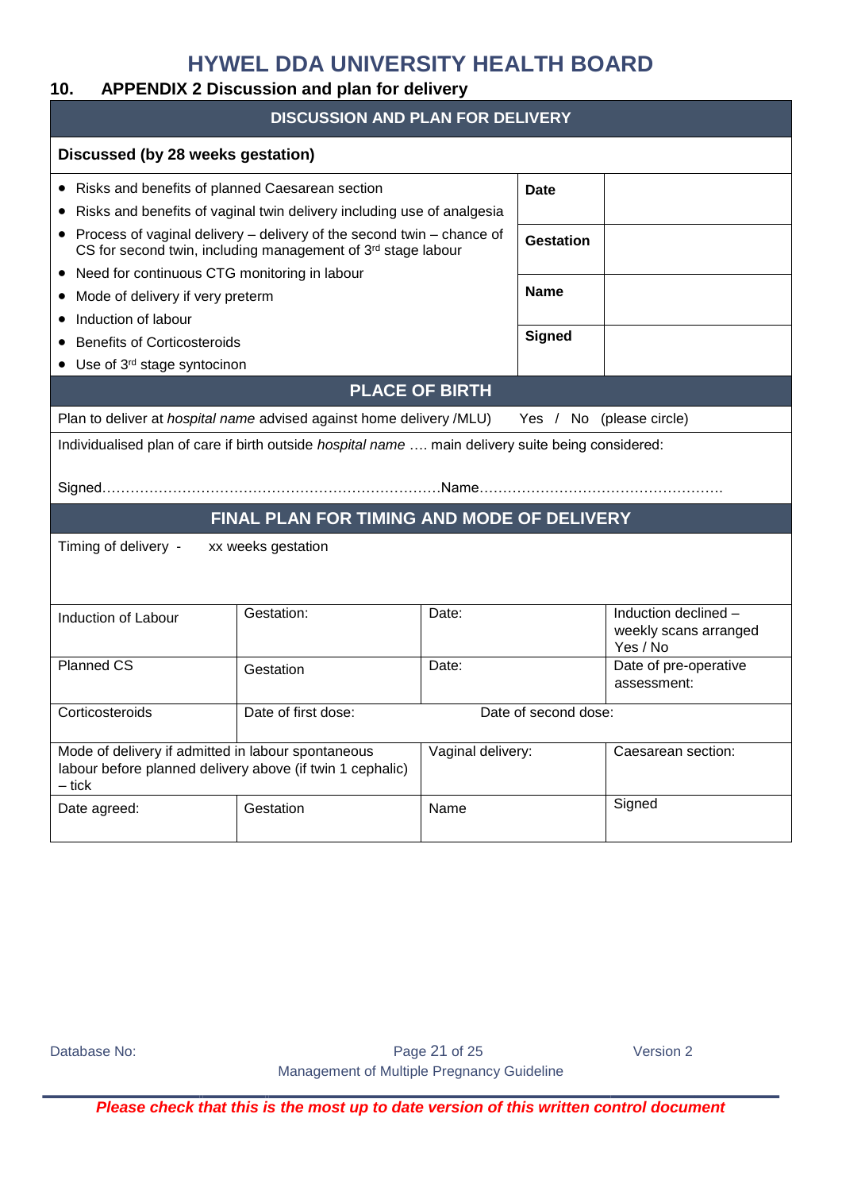# HYWEL DDA UNIVERSITY HEALTH BOARD

## 10. APPENDIX 2 Discussion and plan for delivery

| DISCUSSION AND PLAN FOR DELIVERY | | |
|---|---|---|
| **Discussed (by 28 weeks gestation)** | | |
| • Risks and benefits of planned Caesarean section<br>• Risks and benefits of vaginal twin delivery including use of analgesia | **Date** | |
| • Process of vaginal delivery – delivery of the second twin – chance of CS for second twin, including management of 3rd stage labour | **Gestation** | |
| • Need for continuous CTG monitoring in labour<br>• Mode of delivery if very preterm | **Name** | |
| • Induction of labour<br>• Benefits of Corticosteroids<br>• Use of 3rd stage syntocinon | **Signed** | |

| PLACE OF BIRTH |
|---|
| Plan to deliver at *hospital name* advised against home delivery /MLU) Yes / No (please circle) |
| Individualised plan of care if birth outside *hospital name* …. main delivery suite being considered:<br><br>Signed………………………………………………………………Name……………………………………………. |

| FINAL PLAN FOR TIMING AND MODE OF DELIVERY | | | |
|---|---|---|---|
| Timing of delivery - xx weeks gestation | | | |
| Induction of Labour | Gestation: | Date: | Induction declined – weekly scans arranged Yes / No |
| Planned CS | Gestation | Date: | Date of pre-operative assessment: |
| Corticosteroids | Date of first dose: | Date of second dose: | |
| Mode of delivery if admitted in labour spontaneous labour before planned delivery above (if twin 1 cephalic) – tick | | Vaginal delivery: | Caesarean section: |
| Date agreed: | Gestation | Name | Signed |

Database No: Version 2

Management of Multiple Pregnancy Guideline

***Please check that this is the most up to date version of this written control document***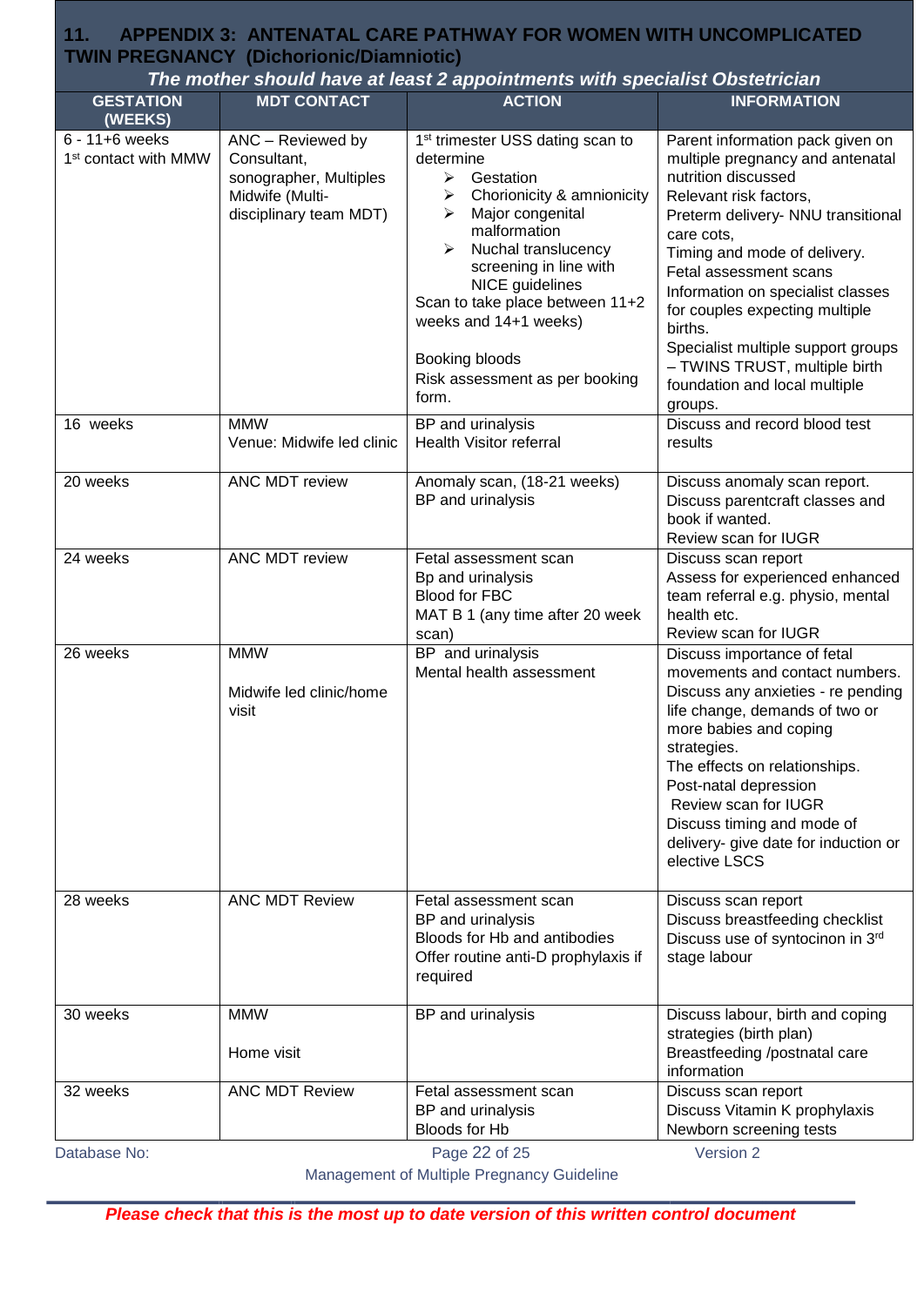## 11. APPENDIX 3: ANTENATAL CARE PATHWAY FOR WOMEN WITH UNCOMPLICATED TWIN PREGNANCY (Dichorionic/Diamniotic)

***The mother should have at least 2 appointments with specialist Obstetrician***

| GESTATION (WEEKS) | MDT CONTACT | ACTION | INFORMATION |
|---|---|---|---|
| 6 - 11+6 weeks<br>1st contact with MMW | ANC – Reviewed by Consultant, sonographer, Multiples Midwife (Multi-disciplinary team MDT) | 1st trimester USS dating scan to determine<br>➢ Gestation<br>➢ Chorionicity & amnionicity<br>➢ Major congenital malformation<br>➢ Nuchal translucency screening in line with NICE guidelines<br>Scan to take place between 11+2 weeks and 14+1 weeks)<br><br>Booking bloods<br>Risk assessment as per booking form. | Parent information pack given on multiple pregnancy and antenatal nutrition discussed<br>Relevant risk factors,<br>Preterm delivery- NNU transitional care cots,<br>Timing and mode of delivery.<br>Fetal assessment scans<br>Information on specialist classes for couples expecting multiple births.<br>Specialist multiple support groups – TWINS TRUST, multiple birth foundation and local multiple groups. |
| 16 weeks | MMW<br>Venue: Midwife led clinic | BP and urinalysis<br>Health Visitor referral | Discuss and record blood test results |
| 20 weeks | ANC MDT review | Anomaly scan, (18-21 weeks)<br>BP and urinalysis | Discuss anomaly scan report.<br>Discuss parentcraft classes and book if wanted.<br>Review scan for IUGR |
| 24 weeks | ANC MDT review | Fetal assessment scan<br>Bp and urinalysis<br>Blood for FBC<br>MAT B 1 (any time after 20 week scan) | Discuss scan report<br>Assess for experienced enhanced team referral e.g. physio, mental health etc.<br>Review scan for IUGR |
| 26 weeks | MMW<br><br>Midwife led clinic/home visit | BP and urinalysis<br>Mental health assessment | Discuss importance of fetal movements and contact numbers.<br>Discuss any anxieties - re pending life change, demands of two or more babies and coping strategies.<br>The effects on relationships.<br>Post-natal depression<br>Review scan for IUGR<br>Discuss timing and mode of delivery- give date for induction or elective LSCS |
| 28 weeks | ANC MDT Review | Fetal assessment scan<br>BP and urinalysis<br>Bloods for Hb and antibodies<br>Offer routine anti-D prophylaxis if required | Discuss scan report<br>Discuss breastfeeding checklist<br>Discuss use of syntocinon in 3rd stage labour |
| 30 weeks | MMW<br><br>Home visit | BP and urinalysis | Discuss labour, birth and coping strategies (birth plan)<br>Breastfeeding /postnatal care information |
| 32 weeks | ANC MDT Review | Fetal assessment scan<br>BP and urinalysis<br>Bloods for Hb | Discuss scan report<br>Discuss Vitamin K prophylaxis<br>Newborn screening tests |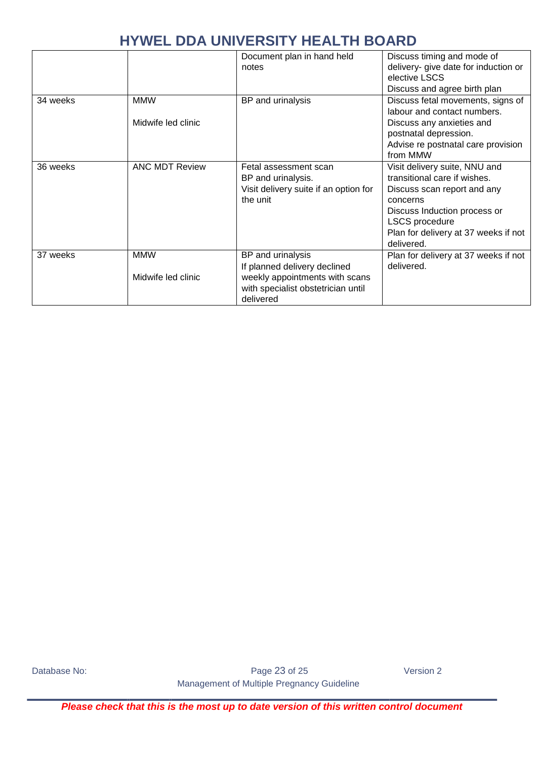| | | | |
|---|---|---|---|
| | | Document plan in hand held notes | Discuss timing and mode of delivery- give date for induction or elective LSCS<br>Discuss and agree birth plan |
| 34 weeks | MMW<br><br>Midwife led clinic | BP and urinalysis | Discuss fetal movements, signs of labour and contact numbers.<br>Discuss any anxieties and postnatal depression.<br>Advise re postnatal care provision from MMW |
| 36 weeks | ANC MDT Review | Fetal assessment scan<br>BP and urinalysis.<br>Visit delivery suite if an option for the unit | Visit delivery suite, NNU and transitional care if wishes.<br>Discuss scan report and any concerns<br>Discuss Induction process or LSCS procedure<br>Plan for delivery at 37 weeks if not delivered. |
| 37 weeks | MMW<br><br>Midwife led clinic | BP and urinalysis<br>If planned delivery declined weekly appointments with scans with specialist obstetrician until delivered | Plan for delivery at 37 weeks if not delivered. |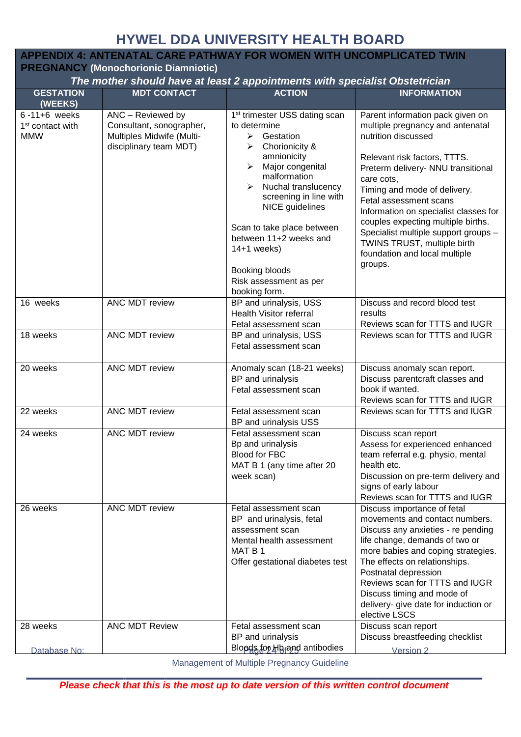# HYWEL DDA UNIVERSITY HEALTH BOARD

## APPENDIX 4: ANTENATAL CARE PATHWAY FOR WOMEN WITH UNCOMPLICATED TWIN PREGNANCY (Monochorionic Diamniotic)

***The mother should have at least 2 appointments with specialist Obstetrician***

| GESTATION (WEEKS) | MDT CONTACT | ACTION | INFORMATION |
|---|---|---|---|
| 6 -11+6 weeks<br>1st contact with MMW | ANC – Reviewed by Consultant, sonographer, Multiples Midwife (Multi-disciplinary team MDT) | 1st trimester USS dating scan to determine<br>➢ Gestation<br>➢ Chorionicity & amnionicity<br>➢ Major congenital malformation<br>➢ Nuchal translucency screening in line with NICE guidelines<br><br>Scan to take place between between 11+2 weeks and 14+1 weeks)<br><br>Booking bloods<br>Risk assessment as per booking form. | Parent information pack given on multiple pregnancy and antenatal nutrition discussed<br><br>Relevant risk factors, TTTS.<br>Preterm delivery- NNU transitional care cots,<br>Timing and mode of delivery.<br>Fetal assessment scans<br>Information on specialist classes for couples expecting multiple births.<br>Specialist multiple support groups – TWINS TRUST, multiple birth foundation and local multiple groups. |
| 16 weeks | ANC MDT review | BP and urinalysis, USS<br>Health Visitor referral<br>Fetal assessment scan | Discuss and record blood test results<br>Reviews scan for TTTS and IUGR |
| 18 weeks | ANC MDT review | BP and urinalysis, USS<br>Fetal assessment scan | Reviews scan for TTTS and IUGR |
| 20 weeks | ANC MDT review | Anomaly scan (18-21 weeks)<br>BP and urinalysis<br>Fetal assessment scan | Discuss anomaly scan report.<br>Discuss parentcraft classes and book if wanted.<br>Reviews scan for TTTS and IUGR |
| 22 weeks | ANC MDT review | Fetal assessment scan<br>BP and urinalysis USS | Reviews scan for TTTS and IUGR |
| 24 weeks | ANC MDT review | Fetal assessment scan<br>Bp and urinalysis<br>Blood for FBC<br>MAT B 1 (any time after 20 week scan) | Discuss scan report<br>Assess for required experienced enhanced team referral e.g. physio, mental health etc.<br>Discussion on pre-term delivery and signs of early labour<br>Reviews scan for TTTS and IUGR |
| 26 weeks | ANC MDT review | Fetal assessment scan<br>BP and urinalysis, fetal assessment scan<br>Mental health assessment<br>MAT B 1<br>Offer gestational diabetes test | Discuss importance of fetal movements and contact numbers.<br>Discuss any anxieties - re pending life change, demands of two or more babies and coping strategies.<br>The effects on relationships.<br>Postnatal depression<br>Reviews scan for TTTS and IUGR<br>Discuss timing and mode of delivery- give date for induction or elective LSCS |
| 28 weeks | ANC MDT Review | Fetal assessment scan<br>BP and urinalysis<br>Bloods for Hb and antibodies | Discuss scan report<br>Discuss breastfeeding checklist |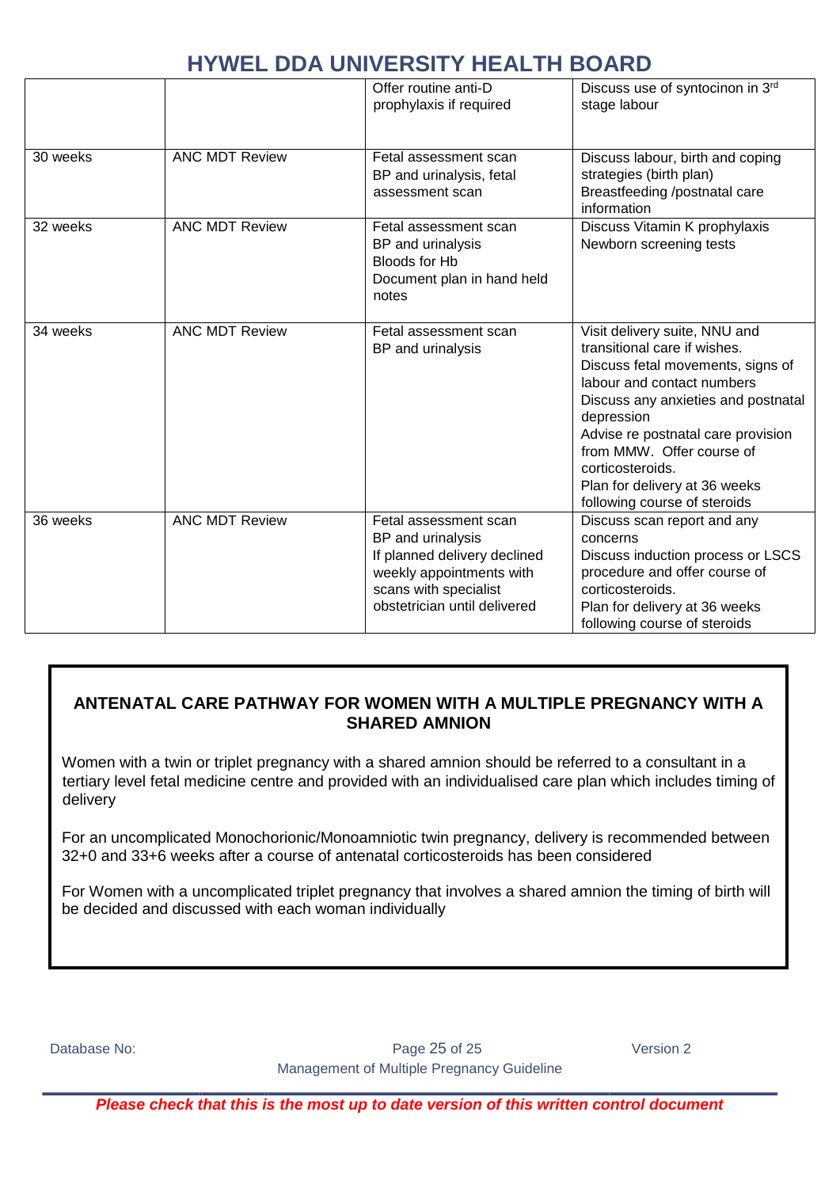| | | | |
|---|---|---|---|
| | | Offer routine anti-D prophylaxis if required | Discuss use of syntocinon in 3rd stage labour |
| 30 weeks | ANC MDT Review | Fetal assessment scan<br>BP and urinalysis, fetal assessment scan | Discuss labour, birth and coping strategies (birth plan)<br>Breastfeeding /postnatal care information |
| 32 weeks | ANC MDT Review | Fetal assessment scan<br>BP and urinalysis<br>Bloods for Hb<br>Document plan in hand held notes | Discuss Vitamin K prophylaxis<br>Newborn screening tests |
| 34 weeks | ANC MDT Review | Fetal assessment scan<br>BP and urinalysis | Visit delivery suite, NNU and transitional care if wishes.<br>Discuss fetal movements, signs of labour and contact numbers<br>Discuss any anxieties and postnatal depression<br>Advise re postnatal care provision from MMW. Offer course of corticosteroids.<br>Plan for delivery at 36 weeks following course of steroids |
| 36 weeks | ANC MDT Review | Fetal assessment scan<br>BP and urinalysis<br>If planned delivery declined weekly appointments with scans with specialist obstetrician until delivered | Discuss scan report and any concerns<br>Discuss induction process or LSCS procedure and offer course of corticosteroids.<br>Plan for delivery at 36 weeks following course of steroids |

## ANTENATAL CARE PATHWAY FOR WOMEN WITH A MULTIPLE PREGNANCY WITH A SHARED AMNION

Women with a twin or triplet pregnancy with a shared amnion should be referred to a consultant in a tertiary level fetal medicine centre and provided with an individualised care plan which includes timing of delivery

For an uncomplicated Monochorionic/Monoamniotic twin pregnancy, delivery is recommended between 32+0 and 33+6 weeks after a course of antenatal corticosteroids has been considered

For Women with a uncomplicated triplet pregnancy that involves a shared amnion the timing of birth will be decided and discussed with each woman individually